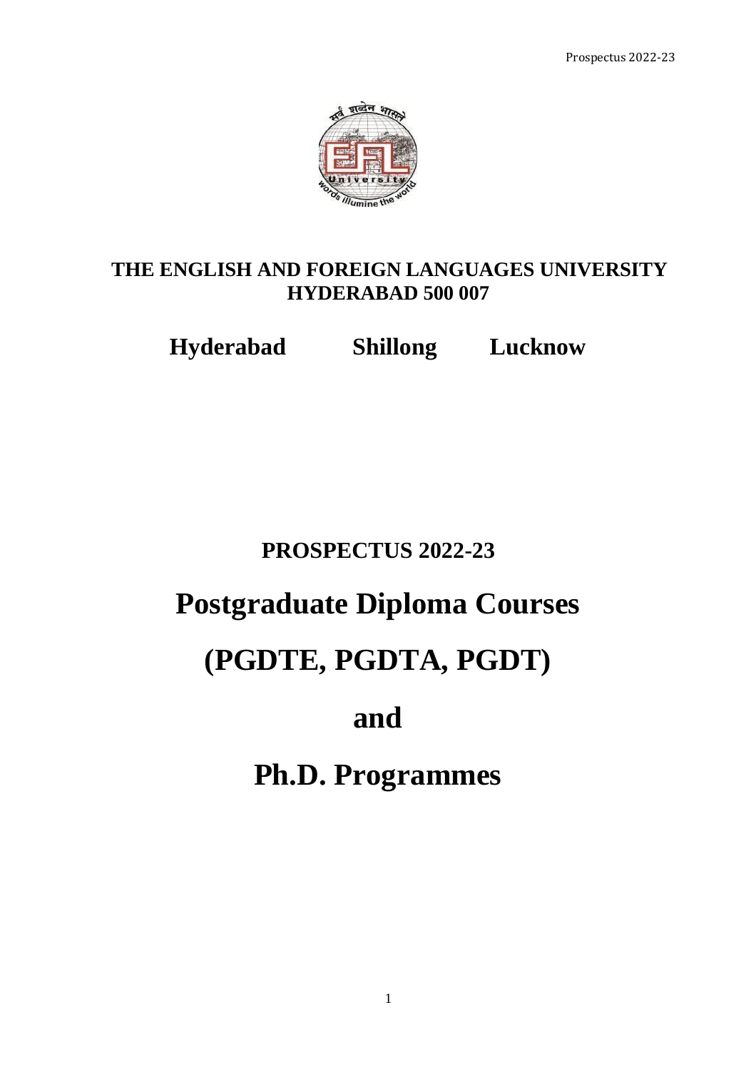# THE ENGLISH AND FOREIGN LANGUAGES UNIVERSITY
## HYDERABAD 500 007

**Hyderabad   Shillong   Lucknow**

## PROSPECTUS 2022-23

# Postgraduate Diploma Courses

# (PGDTE, PGDTA, PGDT)

# and

# Ph.D. Programmes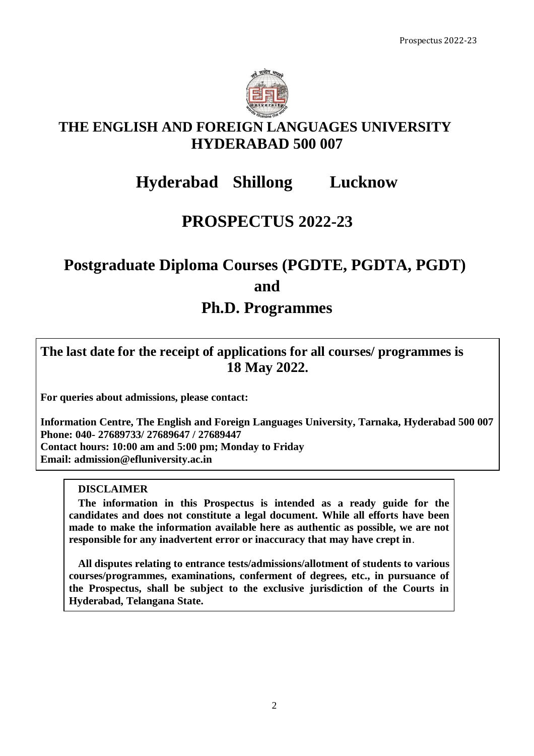# THE ENGLISH AND FOREIGN LANGUAGES UNIVERSITY
# HYDERABAD 500 007

## Hyderabad Shillong Lucknow

## PROSPECTUS 2022-23

## Postgraduate Diploma Courses (PGDTE, PGDTA, PGDT) and Ph.D. Programmes

**The last date for the receipt of applications for all courses/ programmes is 18 May 2022.**

**For queries about admissions, please contact:**

**Information Centre, The English and Foreign Languages University, Tarnaka, Hyderabad 500 007**
**Phone: 040- 27689733/ 27689647 / 27689447**
**Contact hours: 10:00 am and 5:00 pm; Monday to Friday**
**Email: admission@efluniversity.ac.in**

**DISCLAIMER**

**The information in this Prospectus is intended as a ready guide for the candidates and does not constitute a legal document. While all efforts have been made to make the information available here as authentic as possible, we are not responsible for any inadvertent error or inaccuracy that may have crept in**.

**All disputes relating to entrance tests/admissions/allotment of students to various courses/programmes, examinations, conferment of degrees, etc., in pursuance of the Prospectus, shall be subject to the exclusive jurisdiction of the Courts in Hyderabad, Telangana State.**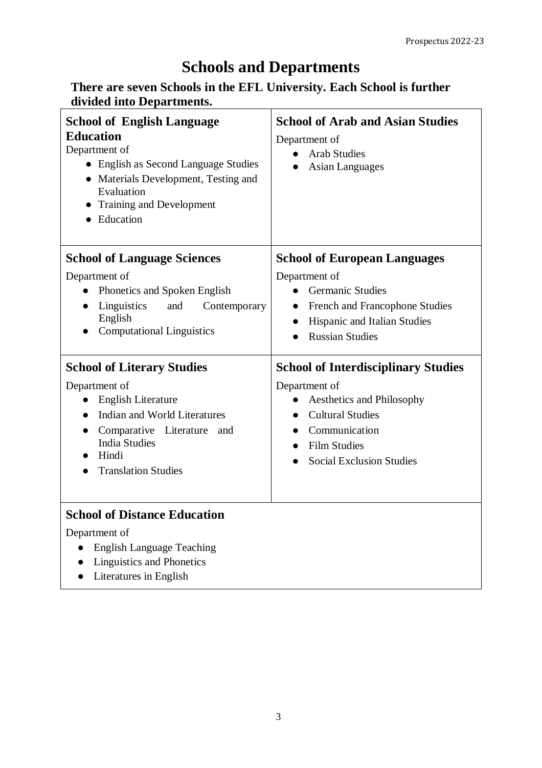# Schools and Departments

**There are seven Schools in the EFL University. Each School is further divided into Departments.**

### School of English Language Education

Department of

- English as Second Language Studies
- Materials Development, Testing and Evaluation
- Training and Development
- Education

### School of Arab and Asian Studies

Department of

- Arab Studies
- Asian Languages

### School of Language Sciences

Department of

- Phonetics and Spoken English
- Linguistics and Contemporary English
- Computational Linguistics

### School of European Languages

Department of

- Germanic Studies
- French and Francophone Studies
- Hispanic and Italian Studies
- Russian Studies

### School of Literary Studies

Department of

- English Literature
- Indian and World Literatures
- Comparative Literature and India Studies
- Hindi
- Translation Studies

### School of Interdisciplinary Studies

Department of

- Aesthetics and Philosophy
- Cultural Studies
- Communication
- Film Studies
- Social Exclusion Studies

### School of Distance Education

Department of

- English Language Teaching
- Linguistics and Phonetics
- Literatures in English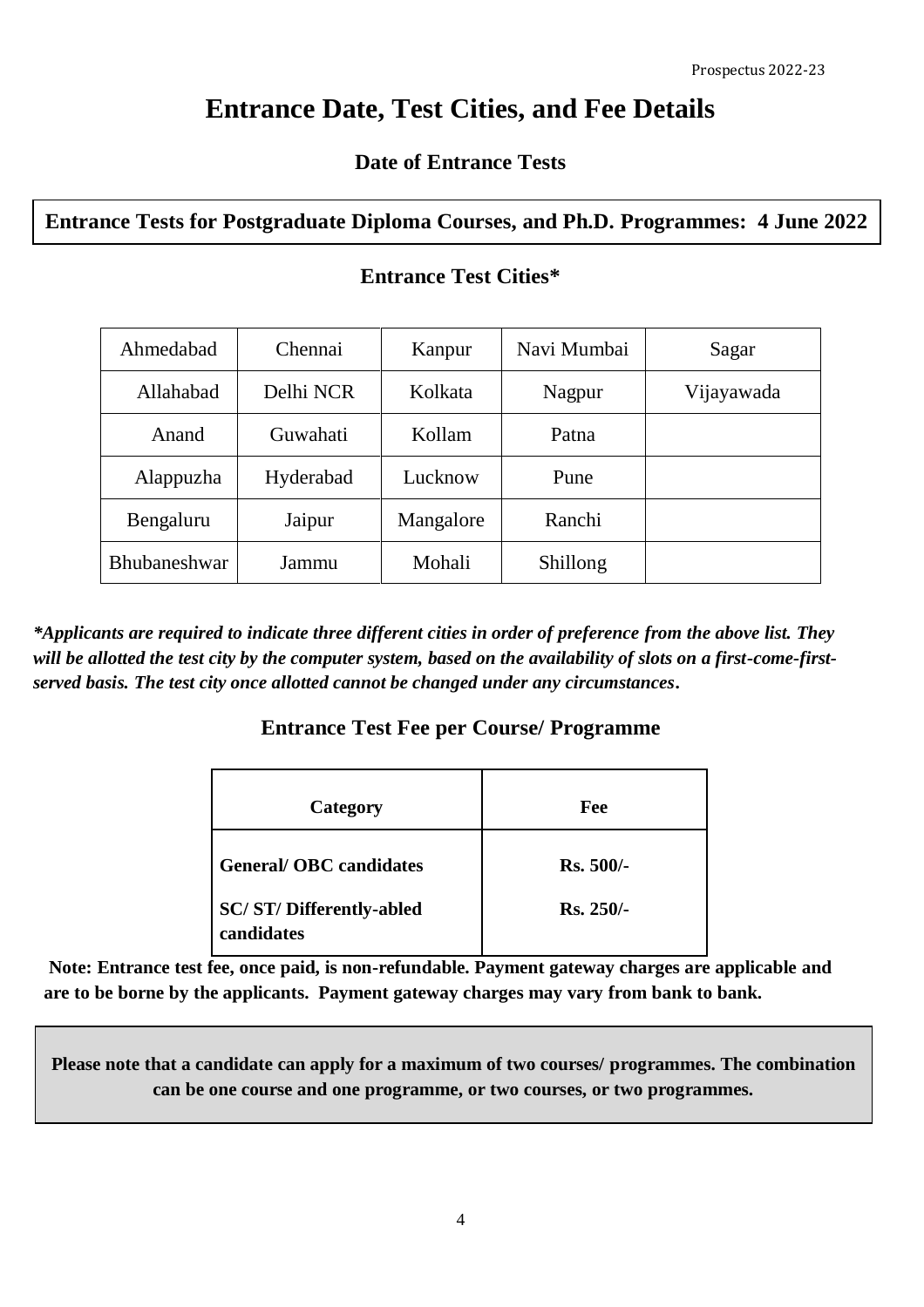# Entrance Date, Test Cities, and Fee Details

## Date of Entrance Tests

**Entrance Tests for Postgraduate Diploma Courses, and Ph.D. Programmes: 4 June 2022**

## Entrance Test Cities*

| | | | | |
|---|---|---|---|---|
| Ahmedabad | Chennai | Kanpur | Navi Mumbai | Sagar |
| Allahabad | Delhi NCR | Kolkata | Nagpur | Vijayawada |
| Anand | Guwahati | Kollam | Patna | |
| Alappuzha | Hyderabad | Lucknow | Pune | |
| Bengaluru | Jaipur | Mangalore | Ranchi | |
| Bhubaneshwar | Jammu | Mohali | Shillong | |

***Applicants are required to indicate three different cities in order of preference from the above list. They will be allotted the test city by the computer system, based on the availability of slots on a first-come-first-served basis. The test city once allotted cannot be changed under any circumstances.***

## Entrance Test Fee per Course/ Programme

| Category | Fee |
|---|---|
| **General/ OBC candidates** | **Rs. 500/-** |
| **SC/ ST/ Differently-abled candidates** | **Rs. 250/-** |

**Note: Entrance test fee, once paid, is non-refundable. Payment gateway charges are applicable and are to be borne by the applicants. Payment gateway charges may vary from bank to bank.**

**Please note that a candidate can apply for a maximum of two courses/ programmes. The combination can be one course and one programme, or two courses, or two programmes.**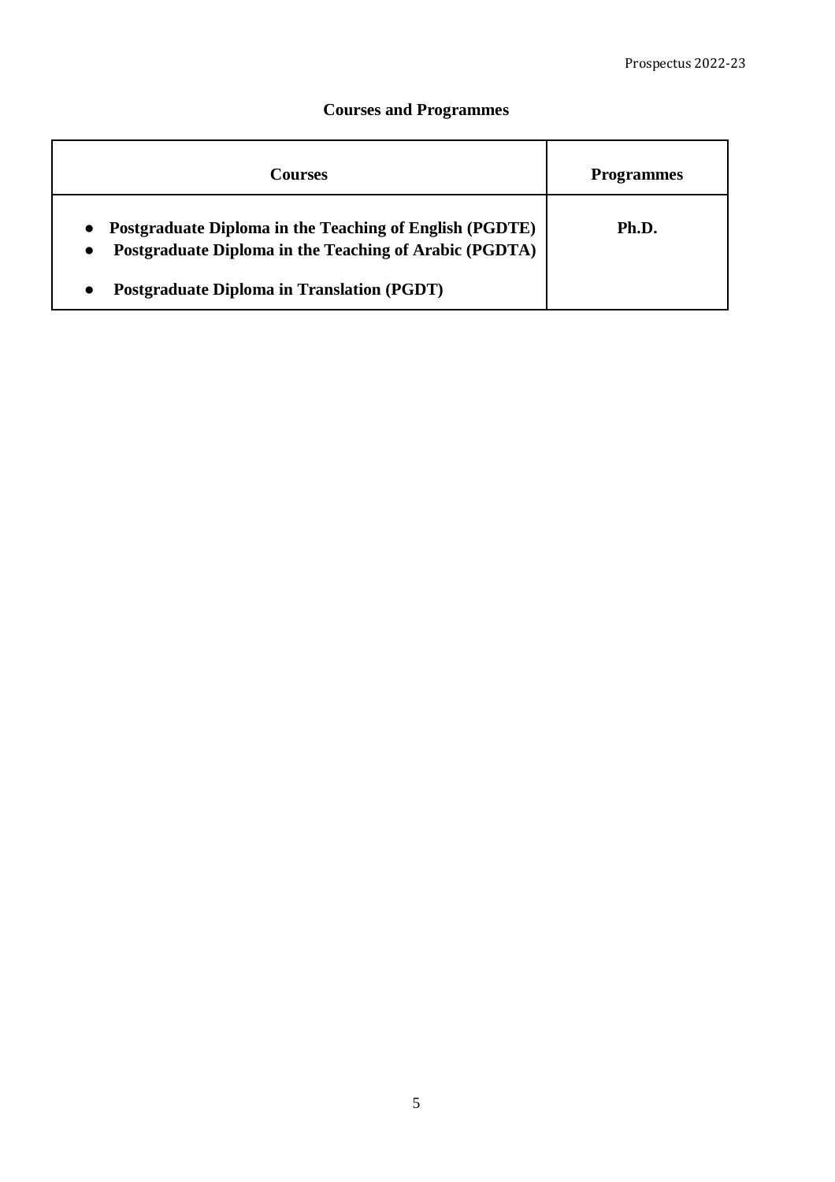## Courses and Programmes

| Courses | Programmes |
|---|---|
| • **Postgraduate Diploma in the Teaching of English (PGDTE)**<br>• **Postgraduate Diploma in the Teaching of Arabic (PGDTA)**<br>• **Postgraduate Diploma in Translation (PGDT)** | **Ph.D.** |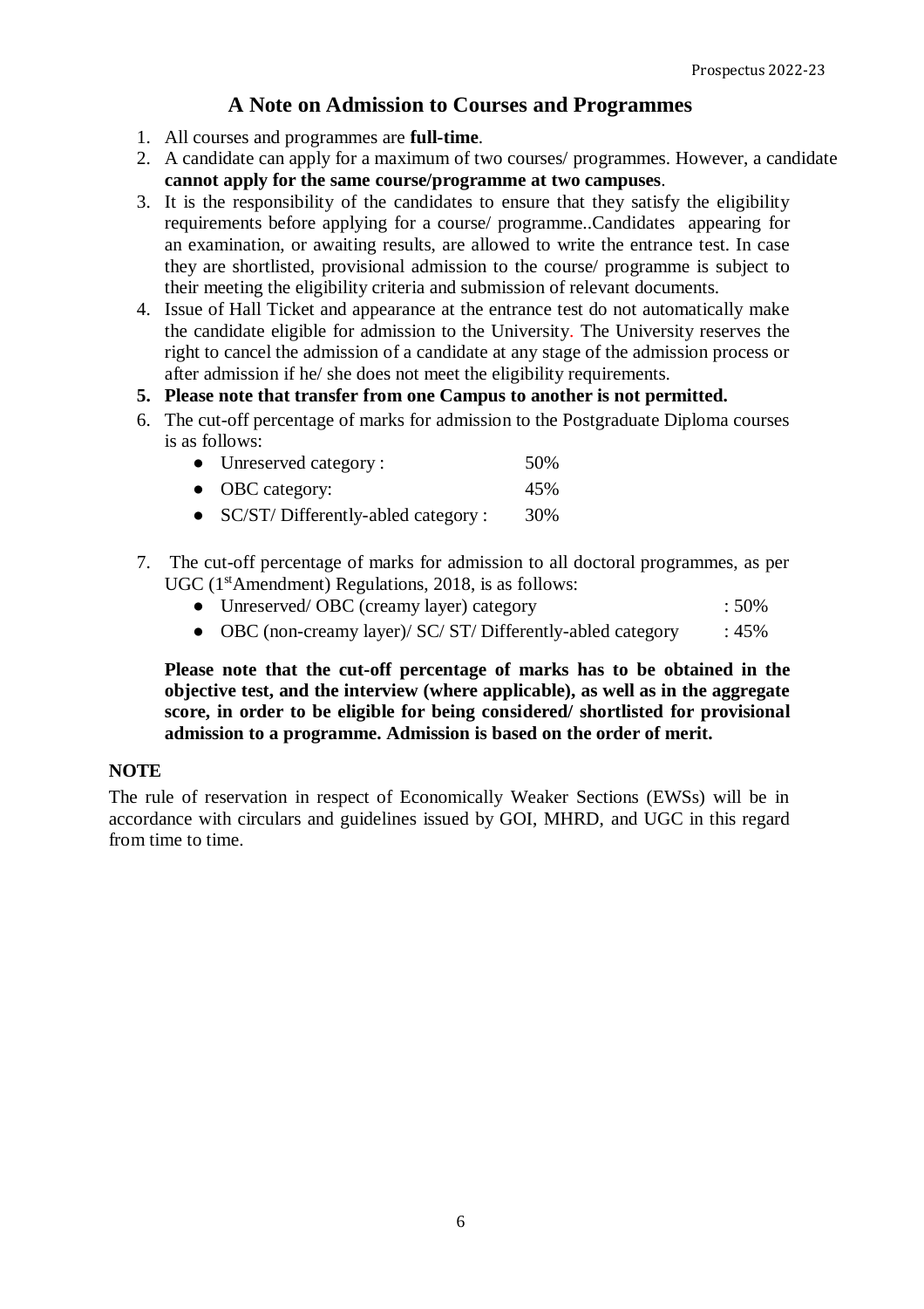## A Note on Admission to Courses and Programmes

1. All courses and programmes are **full-time**.
2. A candidate can apply for a maximum of two courses/ programmes. However, a candidate **cannot apply for the same course/programme at two campuses**.
3. It is the responsibility of the candidates to ensure that they satisfy the eligibility requirements before applying for a course/ programme..Candidates appearing for an examination, or awaiting results, are allowed to write the entrance test. In case they are shortlisted, provisional admission to the course/ programme is subject to their meeting the eligibility criteria and submission of relevant documents.
4. Issue of Hall Ticket and appearance at the entrance test do not automatically make the candidate eligible for admission to the University. The University reserves the right to cancel the admission of a candidate at any stage of the admission process or after admission if he/ she does not meet the eligibility requirements.
5. **Please note that transfer from one Campus to another is not permitted.**
6. The cut-off percentage of marks for admission to the Postgraduate Diploma courses is as follows:
   - Unreserved category : 50%
   - OBC category: 45%
   - SC/ST/ Differently-abled category : 30%
7. The cut-off percentage of marks for admission to all doctoral programmes, as per UGC (1st Amendment) Regulations, 2018, is as follows:
   - Unreserved/ OBC (creamy layer) category : 50%
   - OBC (non-creamy layer)/ SC/ ST/ Differently-abled category : 45%

   **Please note that the cut-off percentage of marks has to be obtained in the objective test, and the interview (where applicable), as well as in the aggregate score, in order to be eligible for being considered/ shortlisted for provisional admission to a programme. Admission is based on the order of merit.**

**NOTE**

The rule of reservation in respect of Economically Weaker Sections (EWSs) will be in accordance with circulars and guidelines issued by GOI, MHRD, and UGC in this regard from time to time.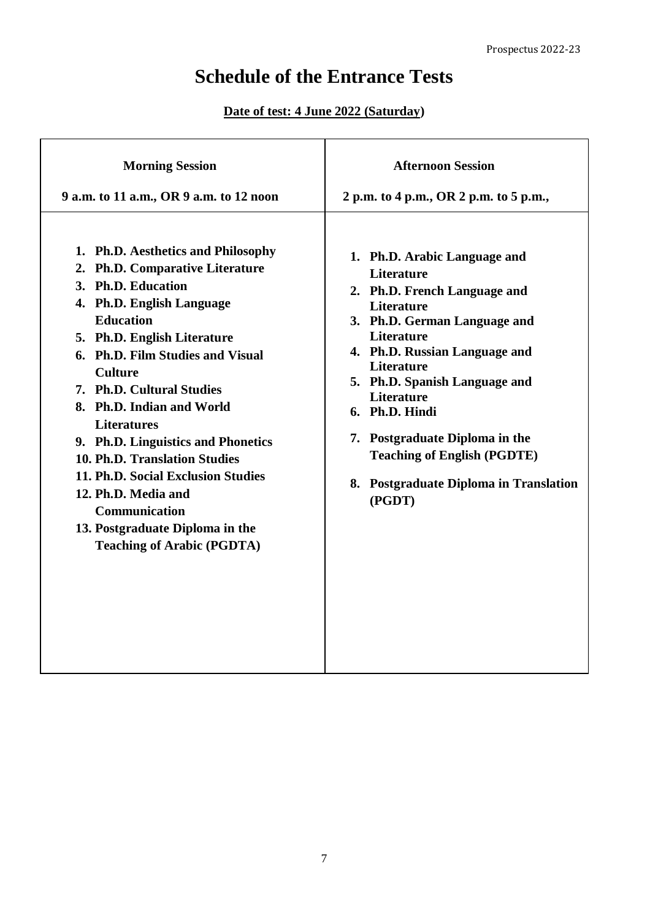# Schedule of the Entrance Tests

**Date of test: 4 June 2022 (Saturday)**

| **Morning Session**<br>**9 a.m. to 11 a.m., OR 9 a.m. to 12 noon** | **Afternoon Session**<br>**2 p.m. to 4 p.m., OR 2 p.m. to 5 p.m.,** |
|---|---|
| 1. **Ph.D. Aesthetics and Philosophy**<br>2. **Ph.D. Comparative Literature**<br>3. **Ph.D. Education**<br>4. **Ph.D. English Language Education**<br>5. **Ph.D. English Literature**<br>6. **Ph.D. Film Studies and Visual Culture**<br>7. **Ph.D. Cultural Studies**<br>8. **Ph.D. Indian and World Literatures**<br>9. **Ph.D. Linguistics and Phonetics**<br>10. **Ph.D. Translation Studies**<br>11. **Ph.D. Social Exclusion Studies**<br>12. **Ph.D. Media and Communication**<br>13. **Postgraduate Diploma in the Teaching of Arabic (PGDTA)** | 1. **Ph.D. Arabic Language and Literature**<br>2. **Ph.D. French Language and Literature**<br>3. **Ph.D. German Language and Literature**<br>4. **Ph.D. Russian Language and Literature**<br>5. **Ph.D. Spanish Language and Literature**<br>6. **Ph.D. Hindi**<br>7. **Postgraduate Diploma in the Teaching of English (PGDTE)**<br>8. **Postgraduate Diploma in Translation (PGDT)** |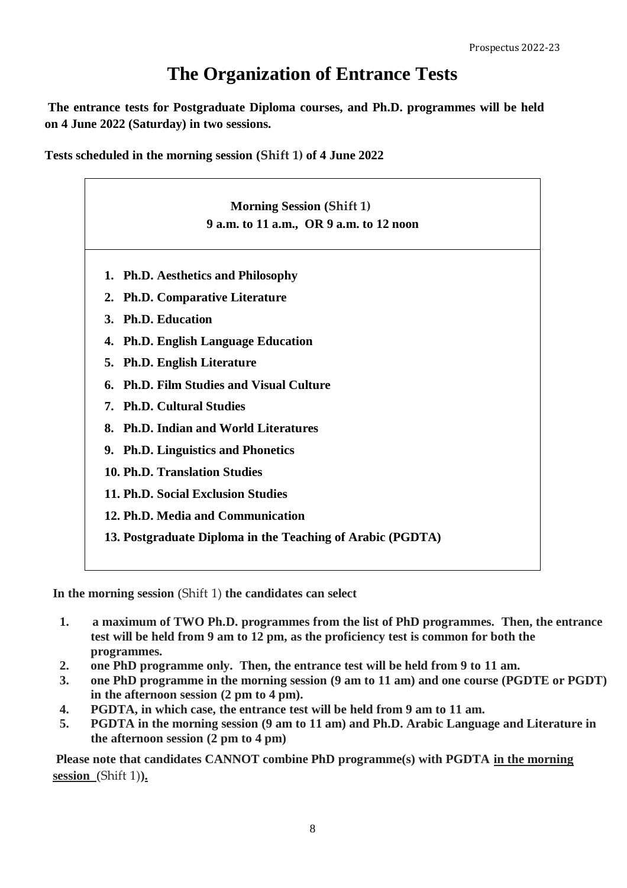# The Organization of Entrance Tests

**The entrance tests for Postgraduate Diploma courses, and Ph.D. programmes will be held on 4 June 2022 (Saturday) in two sessions.**

**Tests scheduled in the morning session (Shift 1) of 4 June 2022**

| Morning Session (Shift 1)<br>9 a.m. to 11 a.m., OR 9 a.m. to 12 noon |
|---|
| 1. Ph.D. Aesthetics and Philosophy<br>2. Ph.D. Comparative Literature<br>3. Ph.D. Education<br>4. Ph.D. English Language Education<br>5. Ph.D. English Literature<br>6. Ph.D. Film Studies and Visual Culture<br>7. Ph.D. Cultural Studies<br>8. Ph.D. Indian and World Literatures<br>9. Ph.D. Linguistics and Phonetics<br>10. Ph.D. Translation Studies<br>11. Ph.D. Social Exclusion Studies<br>12. Ph.D. Media and Communication<br>13. Postgraduate Diploma in the Teaching of Arabic (PGDTA) |

**In the morning session** (Shift 1) **the candidates can select**

1. **a maximum of TWO Ph.D. programmes from the list of PhD programmes. Then, the entrance test will be held from 9 am to 12 pm, as the proficiency test is common for both the programmes.**
2. **one PhD programme only. Then, the entrance test will be held from 9 to 11 am.**
3. **one PhD programme in the morning session (9 am to 11 am) and one course (PGDTE or PGDT) in the afternoon session (2 pm to 4 pm).**
4. **PGDTA, in which case, the entrance test will be held from 9 am to 11 am.**
5. **PGDTA in the morning session (9 am to 11 am) and Ph.D. Arabic Language and Literature in the afternoon session (2 pm to 4 pm)**

**Please note that candidates CANNOT combine PhD programme(s) with PGDTA <u>in the morning session</u> (Shift 1)).**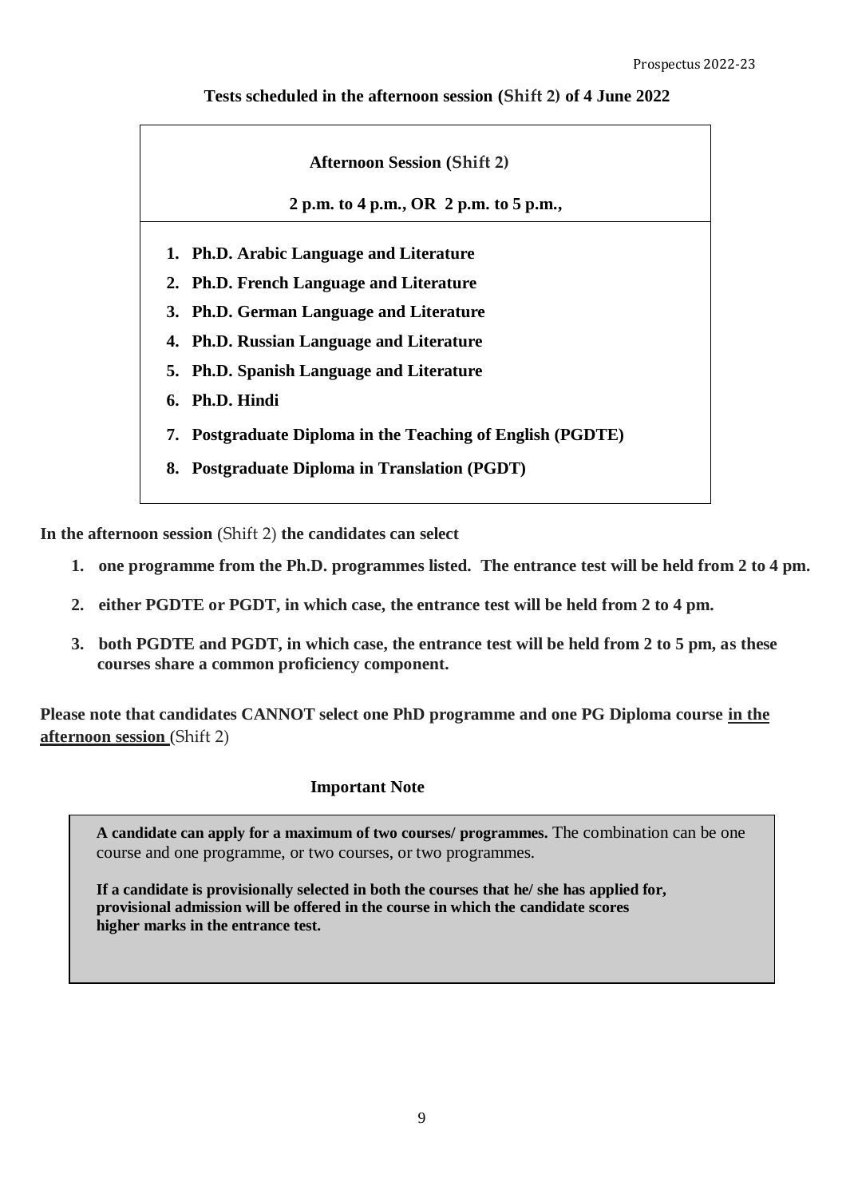**Tests scheduled in the afternoon session (Shift 2) of 4 June 2022**

| **Afternoon Session (Shift 2)**<br><br>**2 p.m. to 4 p.m., OR 2 p.m. to 5 p.m.,** |
|---|
| 1. **Ph.D. Arabic Language and Literature**<br>2. **Ph.D. French Language and Literature**<br>3. **Ph.D. German Language and Literature**<br>4. **Ph.D. Russian Language and Literature**<br>5. **Ph.D. Spanish Language and Literature**<br>6. **Ph.D. Hindi**<br>7. **Postgraduate Diploma in the Teaching of English (PGDTE)**<br>8. **Postgraduate Diploma in Translation (PGDT)** |

**In the afternoon session** (Shift 2) **the candidates can select**

1. **one programme from the Ph.D. programmes listed. The entrance test will be held from 2 to 4 pm.**
2. **either PGDTE or PGDT, in which case, the entrance test will be held from 2 to 4 pm.**
3. **both PGDTE and PGDT, in which case, the entrance test will be held from 2 to 5 pm, as these courses share a common proficiency component.**

**Please note that candidates CANNOT select one PhD programme and one PG Diploma course in the afternoon session** (Shift 2)

**Important Note**

**A candidate can apply for a maximum of two courses/ programmes.** The combination can be one course and one programme, or two courses, or two programmes.

**If a candidate is provisionally selected in both the courses that he/ she has applied for, provisional admission will be offered in the course in which the candidate scores higher marks in the entrance test.**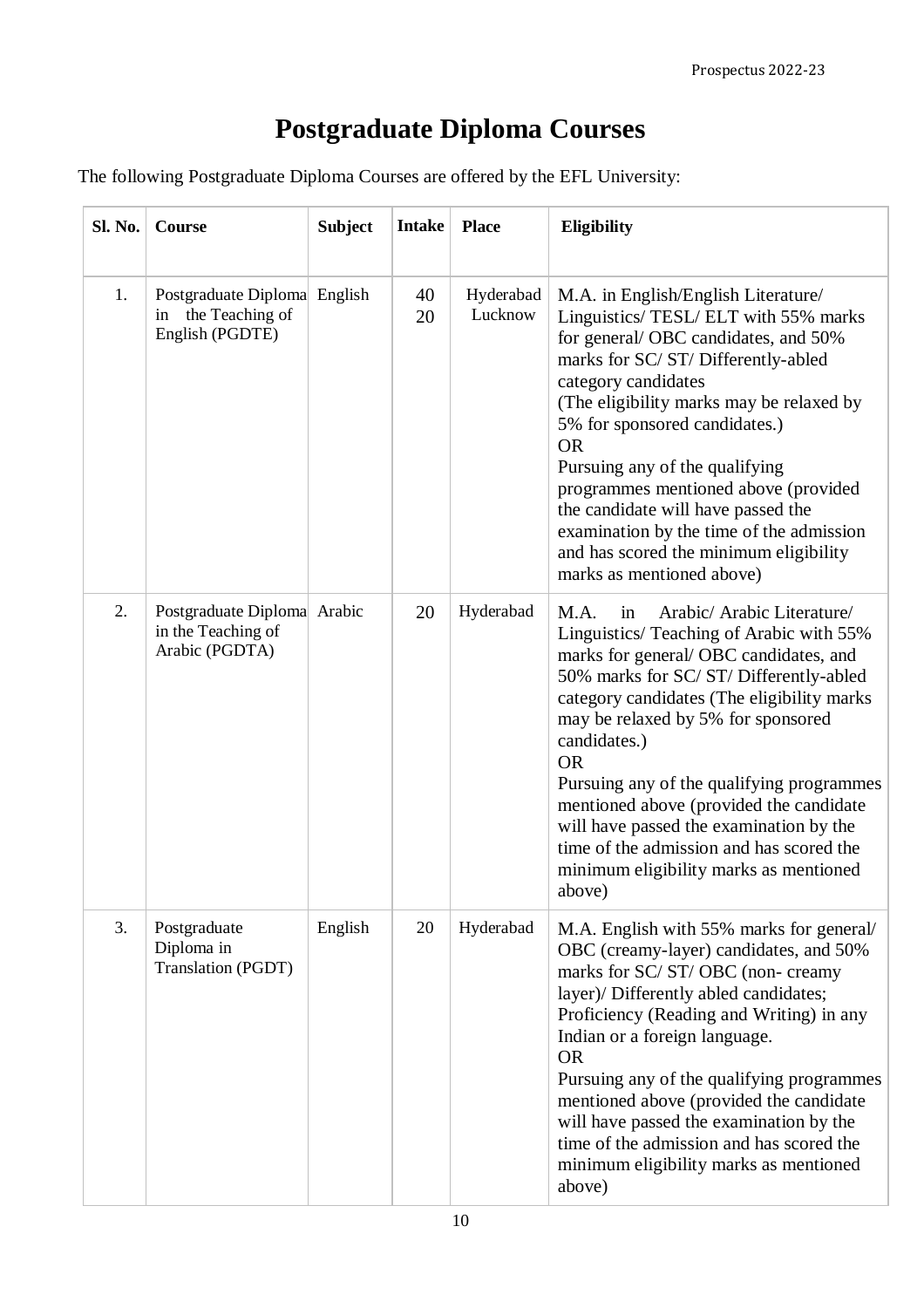# Postgraduate Diploma Courses

The following Postgraduate Diploma Courses are offered by the EFL University:

| Sl. No. | Course | Subject | Intake | Place | Eligibility |
|---|---|---|---|---|---|
| 1. | Postgraduate Diploma in the Teaching of English (PGDTE) | English | 40<br>20 | Hyderabad<br>Lucknow | M.A. in English/English Literature/ Linguistics/ TESL/ ELT with 55% marks for general/ OBC candidates, and 50% marks for SC/ ST/ Differently-abled category candidates<br>(The eligibility marks may be relaxed by 5% for sponsored candidates.)<br>OR<br>Pursuing any of the qualifying programmes mentioned above (provided the candidate will have passed the examination by the time of the admission and has scored the minimum eligibility marks as mentioned above) |
| 2. | Postgraduate Diploma in the Teaching of Arabic (PGDTA) | Arabic | 20 | Hyderabad | M.A. in Arabic/ Arabic Literature/ Linguistics/ Teaching of Arabic with 55% marks for general/ OBC candidates, and 50% marks for SC/ ST/ Differently-abled category candidates (The eligibility marks may be relaxed by 5% for sponsored candidates.)<br>OR<br>Pursuing any of the qualifying programmes mentioned above (provided the candidate will have passed the examination by the time of the admission and has scored the minimum eligibility marks as mentioned above) |
| 3. | Postgraduate Diploma in Translation (PGDT) | English | 20 | Hyderabad | M.A. English with 55% marks for general/ OBC (creamy-layer) candidates, and 50% marks for SC/ ST/ OBC (non- creamy layer)/ Differently abled candidates; Proficiency (Reading and Writing) in any Indian or a foreign language.<br>OR<br>Pursuing any of the qualifying programmes mentioned above (provided the candidate will have passed the examination by the time of the admission and has scored the minimum eligibility marks as mentioned above) |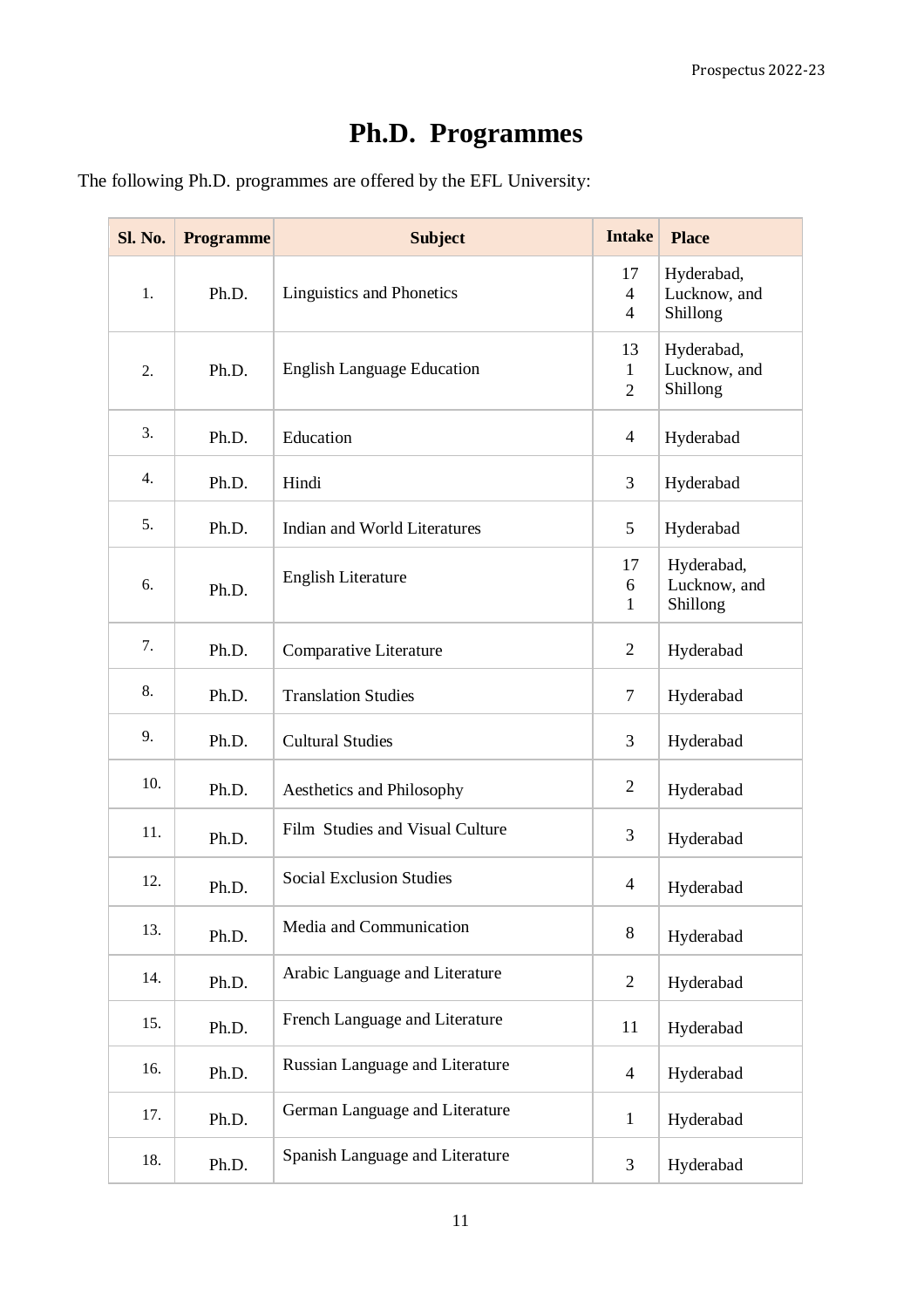# Ph.D. Programmes

The following Ph.D. programmes are offered by the EFL University:

| Sl. No. | Programme | Subject | Intake | Place |
|---|---|---|---|---|
| 1. | Ph.D. | Linguistics and Phonetics | 17<br>4<br>4 | Hyderabad,<br>Lucknow, and<br>Shillong |
| 2. | Ph.D. | English Language Education | 13<br>1<br>2 | Hyderabad,<br>Lucknow, and<br>Shillong |
| 3. | Ph.D. | Education | 4 | Hyderabad |
| 4. | Ph.D. | Hindi | 3 | Hyderabad |
| 5. | Ph.D. | Indian and World Literatures | 5 | Hyderabad |
| 6. | Ph.D. | English Literature | 17<br>6<br>1 | Hyderabad,<br>Lucknow, and<br>Shillong |
| 7. | Ph.D. | Comparative Literature | 2 | Hyderabad |
| 8. | Ph.D. | Translation Studies | 7 | Hyderabad |
| 9. | Ph.D. | Cultural Studies | 3 | Hyderabad |
| 10. | Ph.D. | Aesthetics and Philosophy | 2 | Hyderabad |
| 11. | Ph.D. | Film Studies and Visual Culture | 3 | Hyderabad |
| 12. | Ph.D. | Social Exclusion Studies | 4 | Hyderabad |
| 13. | Ph.D. | Media and Communication | 8 | Hyderabad |
| 14. | Ph.D. | Arabic Language and Literature | 2 | Hyderabad |
| 15. | Ph.D. | French Language and Literature | 11 | Hyderabad |
| 16. | Ph.D. | Russian Language and Literature | 4 | Hyderabad |
| 17. | Ph.D. | German Language and Literature | 1 | Hyderabad |
| 18. | Ph.D. | Spanish Language and Literature | 3 | Hyderabad |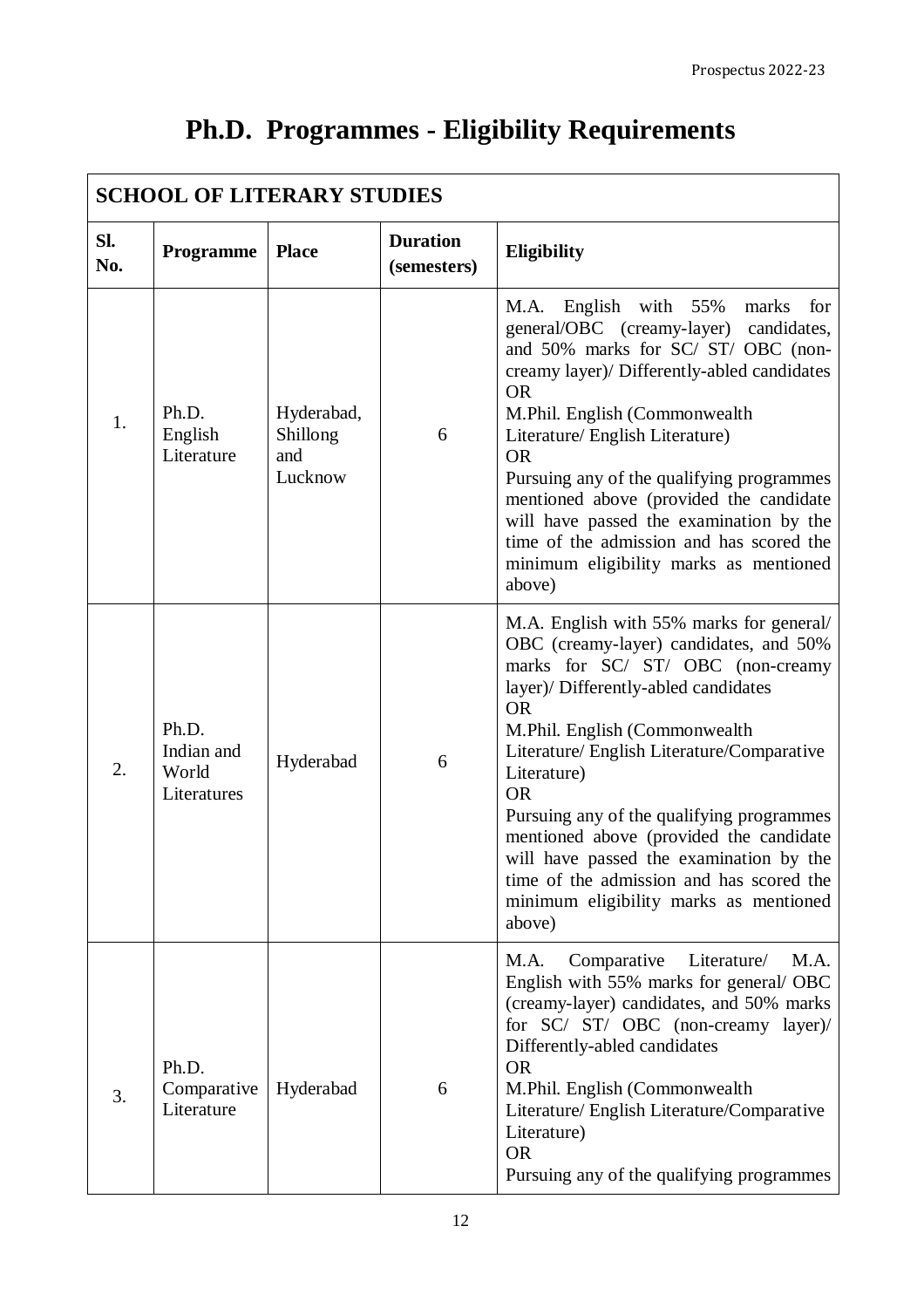# Ph.D. Programmes - Eligibility Requirements

| SCHOOL OF LITERARY STUDIES | | | | |
|---|---|---|---|---|
| **Sl. No.** | **Programme** | **Place** | **Duration (semesters)** | **Eligibility** |
| 1. | Ph.D. English Literature | Hyderabad, Shillong and Lucknow | 6 | M.A. English with 55% marks for general/OBC (creamy-layer) candidates, and 50% marks for SC/ ST/ OBC (non-creamy layer)/ Differently-abled candidates<br>OR<br>M.Phil. English (Commonwealth Literature/ English Literature)<br>OR<br>Pursuing any of the qualifying programmes mentioned above (provided the candidate will have passed the examination by the time of the admission and has scored the minimum eligibility marks as mentioned above) |
| 2. | Ph.D. Indian and World Literatures | Hyderabad | 6 | M.A. English with 55% marks for general/ OBC (creamy-layer) candidates, and 50% marks for SC/ ST/ OBC (non-creamy layer)/ Differently-abled candidates<br>OR<br>M.Phil. English (Commonwealth Literature/ English Literature/Comparative Literature)<br>OR<br>Pursuing any of the qualifying programmes mentioned above (provided the candidate will have passed the examination by the time of the admission and has scored the minimum eligibility marks as mentioned above) |
| 3. | Ph.D. Comparative Literature | Hyderabad | 6 | M.A. Comparative Literature/ M.A. English with 55% marks for general/ OBC (creamy-layer) candidates, and 50% marks for SC/ ST/ OBC (non-creamy layer)/ Differently-abled candidates<br>OR<br>M.Phil. English (Commonwealth Literature/ English Literature/Comparative Literature)<br>OR<br>Pursuing any of the qualifying programmes |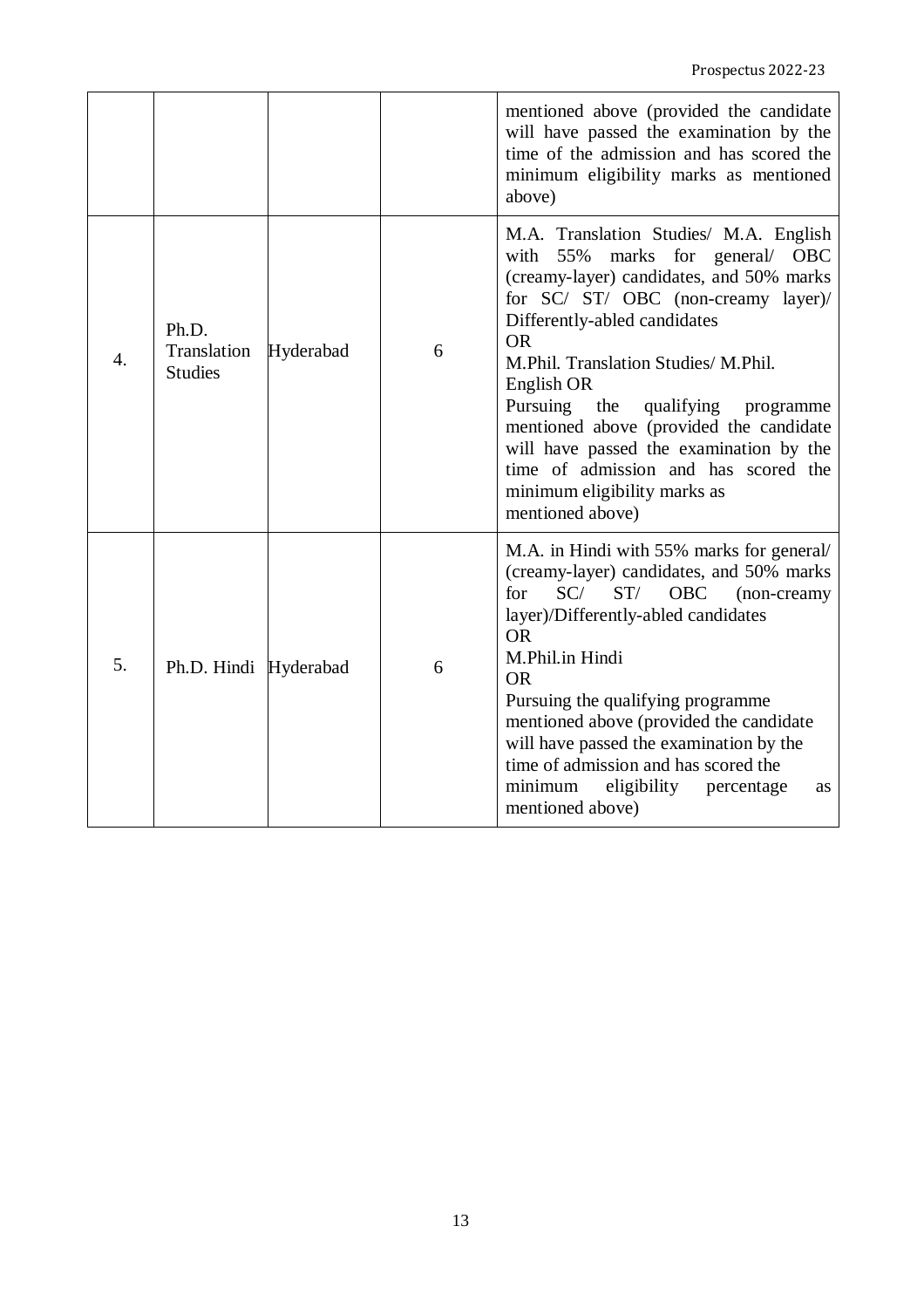| | | | | |
|---|---|---|---|---|
| | | | | mentioned above (provided the candidate will have passed the examination by the time of the admission and has scored the minimum eligibility marks as mentioned above) |
| 4. | Ph.D. Translation Studies | Hyderabad | 6 | M.A. Translation Studies/ M.A. English with 55% marks for general/ OBC (creamy-layer) candidates, and 50% marks for SC/ ST/ OBC (non-creamy layer)/ Differently-abled candidates<br>OR<br>M.Phil. Translation Studies/ M.Phil. English OR<br>Pursuing the qualifying programme mentioned above (provided the candidate will have passed the examination by the time of admission and has scored the minimum eligibility marks as mentioned above) |
| 5. | Ph.D. Hindi | Hyderabad | 6 | M.A. in Hindi with 55% marks for general/ (creamy-layer) candidates, and 50% marks for SC/ ST/ OBC (non-creamy layer)/Differently-abled candidates<br>OR<br>M.Phil.in Hindi<br>OR<br>Pursuing the qualifying programme mentioned above (provided the candidate will have passed the examination by the time of admission and has scored the minimum eligibility percentage as mentioned above) |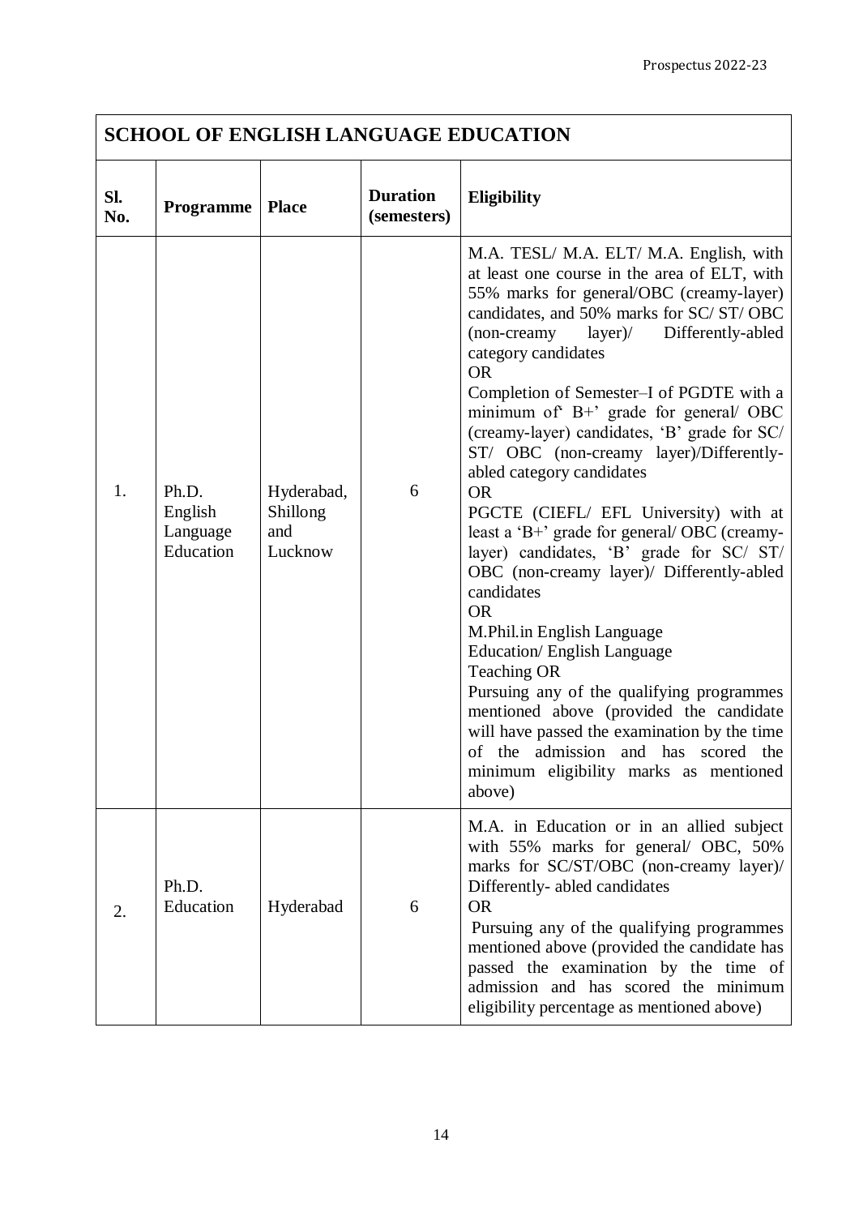## SCHOOL OF ENGLISH LANGUAGE EDUCATION

| Sl. No. | Programme | Place | Duration (semesters) | Eligibility |
|---|---|---|---|---|
| 1. | Ph.D. English Language Education | Hyderabad, Shillong and Lucknow | 6 | M.A. TESL/ M.A. ELT/ M.A. English, with at least one course in the area of ELT, with 55% marks for general/OBC (creamy-layer) candidates, and 50% marks for SC/ ST/ OBC (non-creamy layer)/ Differently-abled category candidates<br>OR<br>Completion of Semester–I of PGDTE with a minimum of' B+' grade for general/ OBC (creamy-layer) candidates, 'B' grade for SC/ ST/ OBC (non-creamy layer)/Differently-abled category candidates<br>OR<br>PGCTE (CIEFL/ EFL University) with at least a 'B+' grade for general/ OBC (creamy-layer) candidates, 'B' grade for SC/ ST/ OBC (non-creamy layer)/ Differently-abled candidates<br>OR<br>M.Phil.in English Language Education/ English Language Teaching OR<br>Pursuing any of the qualifying programmes mentioned above (provided the candidate will have passed the examination by the time of the admission and has scored the minimum eligibility marks as mentioned above) |
| 2. | Ph.D. Education | Hyderabad | 6 | M.A. in Education or in an allied subject with 55% marks for general/ OBC, 50% marks for SC/ST/OBC (non-creamy layer)/ Differently- abled candidates<br>OR<br>Pursuing any of the qualifying programmes mentioned above (provided the candidate has passed the examination by the time of admission and has scored the minimum eligibility percentage as mentioned above) |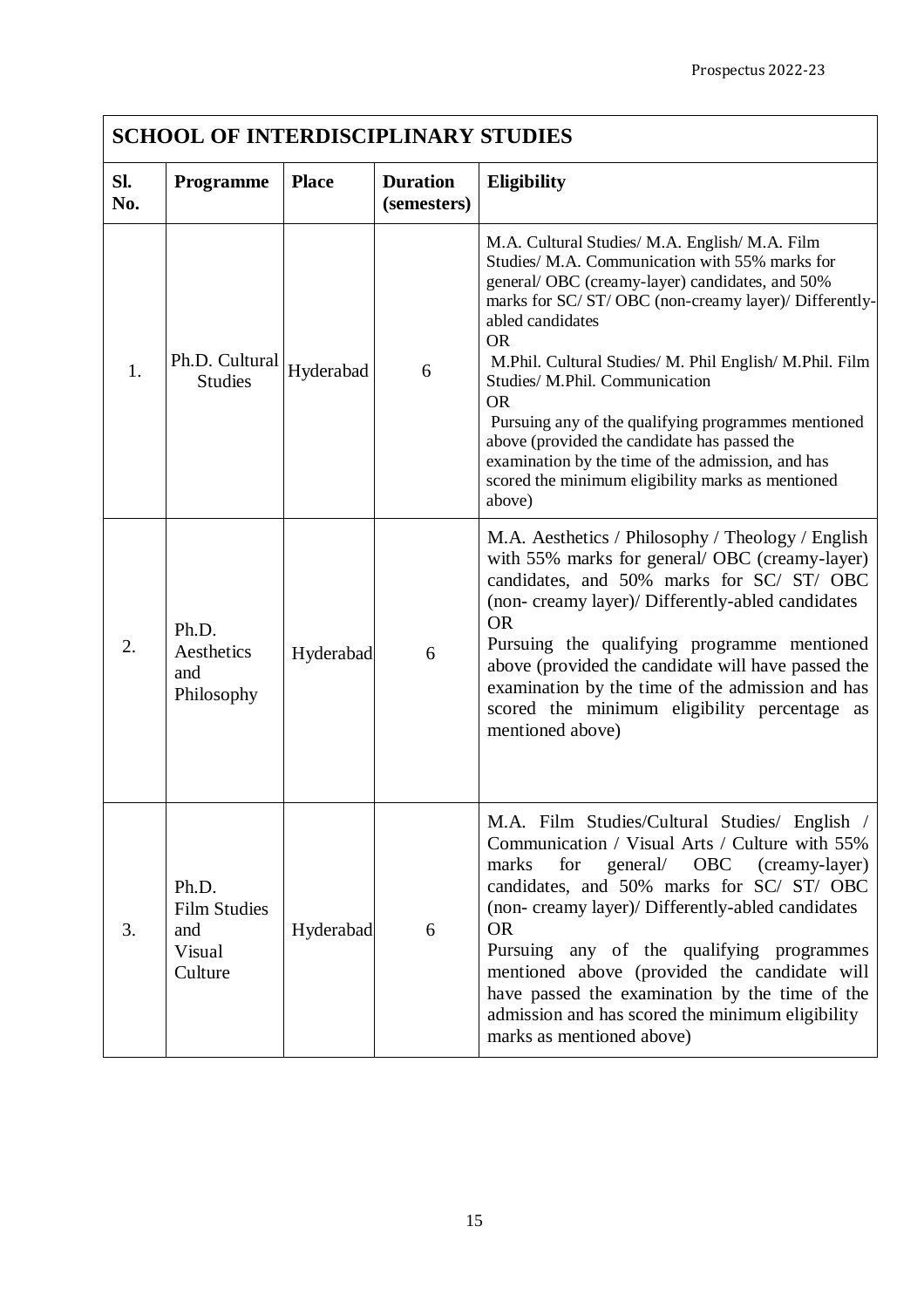## SCHOOL OF INTERDISCIPLINARY STUDIES

| Sl. No. | Programme | Place | Duration (semesters) | Eligibility |
|---|---|---|---|---|
| 1. | Ph.D. Cultural Studies | Hyderabad | 6 | M.A. Cultural Studies/ M.A. English/ M.A. Film Studies/ M.A. Communication with 55% marks for general/ OBC (creamy-layer) candidates, and 50% marks for SC/ ST/ OBC (non-creamy layer)/ Differently-abled candidates<br>OR<br>M.Phil. Cultural Studies/ M. Phil English/ M.Phil. Film Studies/ M.Phil. Communication<br>OR<br>Pursuing any of the qualifying programmes mentioned above (provided the candidate has passed the examination by the time of the admission, and has scored the minimum eligibility marks as mentioned above) |
| 2. | Ph.D. Aesthetics and Philosophy | Hyderabad | 6 | M.A. Aesthetics / Philosophy / Theology / English with 55% marks for general/ OBC (creamy-layer) candidates, and 50% marks for SC/ ST/ OBC (non- creamy layer)/ Differently-abled candidates<br>OR<br>Pursuing the qualifying programme mentioned above (provided the candidate will have passed the examination by the time of the admission and has scored the minimum eligibility percentage as mentioned above) |
| 3. | Ph.D. Film Studies and Visual Culture | Hyderabad | 6 | M.A. Film Studies/Cultural Studies/ English / Communication / Visual Arts / Culture with 55% marks for general/ OBC (creamy-layer) candidates, and 50% marks for SC/ ST/ OBC (non- creamy layer)/ Differently-abled candidates<br>OR<br>Pursuing any of the qualifying programmes mentioned above (provided the candidate will have passed the examination by the time of the admission and has scored the minimum eligibility marks as mentioned above) |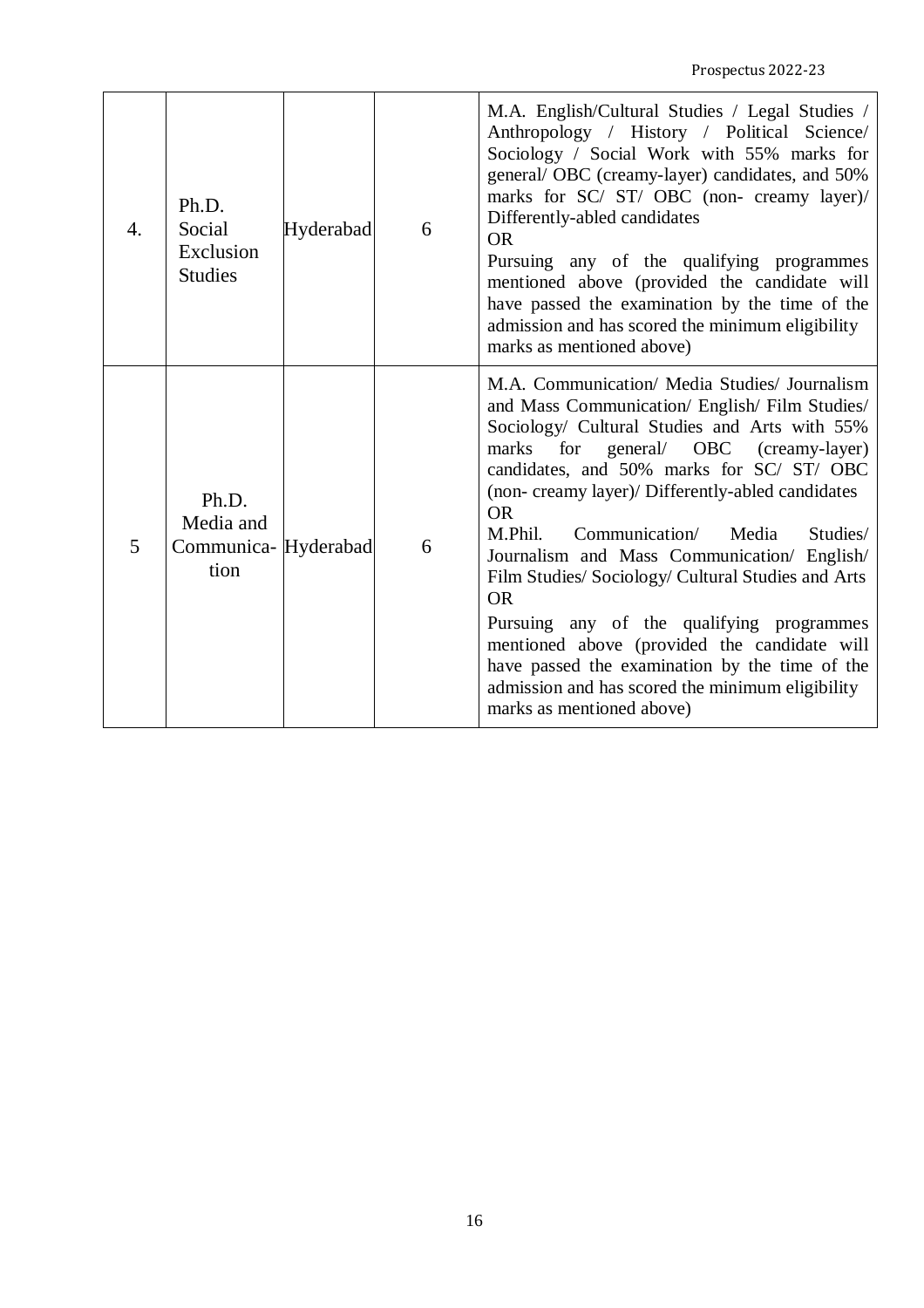| | | | | |
|---|---|---|---|---|
| 4. | Ph.D. Social Exclusion Studies | Hyderabad | 6 | M.A. English/Cultural Studies / Legal Studies / Anthropology / History / Political Science/ Sociology / Social Work with 55% marks for general/ OBC (creamy-layer) candidates, and 50% marks for SC/ ST/ OBC (non- creamy layer)/ Differently-abled candidates<br>OR<br>Pursuing any of the qualifying programmes mentioned above (provided the candidate will have passed the examination by the time of the admission and has scored the minimum eligibility marks as mentioned above) |
| 5 | Ph.D. Media and Communication | Hyderabad | 6 | M.A. Communication/ Media Studies/ Journalism and Mass Communication/ English/ Film Studies/ Sociology/ Cultural Studies and Arts with 55% marks for general/ OBC (creamy-layer) candidates, and 50% marks for SC/ ST/ OBC (non- creamy layer)/ Differently-abled candidates<br>OR<br>M.Phil. Communication/ Media Studies/ Journalism and Mass Communication/ English/ Film Studies/ Sociology/ Cultural Studies and Arts<br>OR<br>Pursuing any of the qualifying programmes mentioned above (provided the candidate will have passed the examination by the time of the admission and has scored the minimum eligibility marks as mentioned above) |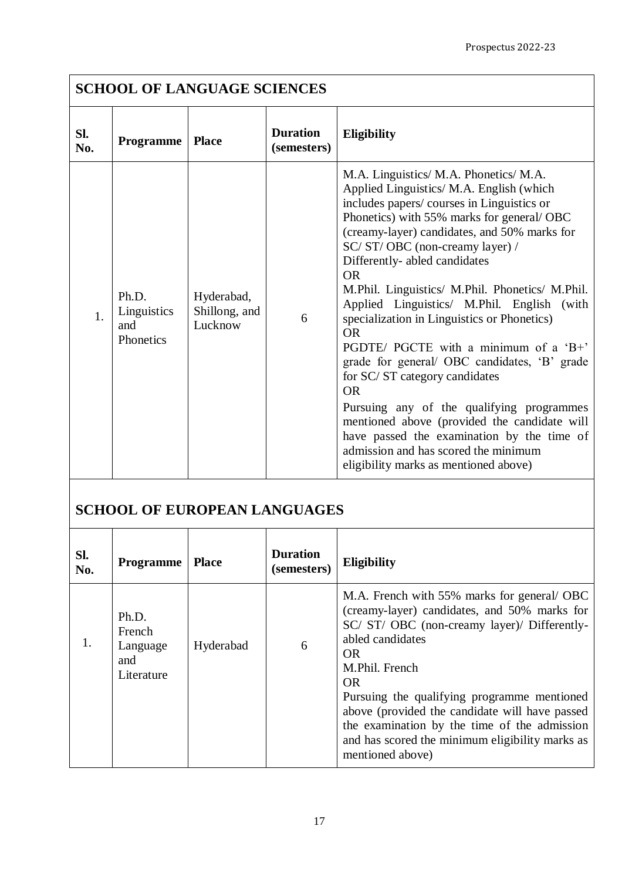## SCHOOL OF LANGUAGE SCIENCES

| Sl. No. | Programme | Place | Duration (semesters) | Eligibility |
|---|---|---|---|---|
| 1. | Ph.D. Linguistics and Phonetics | Hyderabad, Shillong, and Lucknow | 6 | M.A. Linguistics/ M.A. Phonetics/ M.A. Applied Linguistics/ M.A. English (which includes papers/ courses in Linguistics or Phonetics) with 55% marks for general/ OBC (creamy-layer) candidates, and 50% marks for SC/ ST/ OBC (non-creamy layer) / Differently- abled candidates<br>OR<br>M.Phil. Linguistics/ M.Phil. Phonetics/ M.Phil. Applied Linguistics/ M.Phil. English (with specialization in Linguistics or Phonetics)<br>OR<br>PGDTE/ PGCTE with a minimum of a 'B+' grade for general/ OBC candidates, 'B' grade for SC/ ST category candidates<br>OR<br>Pursuing any of the qualifying programmes mentioned above (provided the candidate will have passed the examination by the time of admission and has scored the minimum eligibility marks as mentioned above) |

## SCHOOL OF EUROPEAN LANGUAGES

| Sl. No. | Programme | Place | Duration (semesters) | Eligibility |
|---|---|---|---|---|
| 1. | Ph.D. French Language and Literature | Hyderabad | 6 | M.A. French with 55% marks for general/ OBC (creamy-layer) candidates, and 50% marks for SC/ ST/ OBC (non-creamy layer)/ Differently-abled candidates<br>OR<br>M.Phil. French<br>OR<br>Pursuing the qualifying programme mentioned above (provided the candidate will have passed the examination by the time of the admission and has scored the minimum eligibility marks as mentioned above) |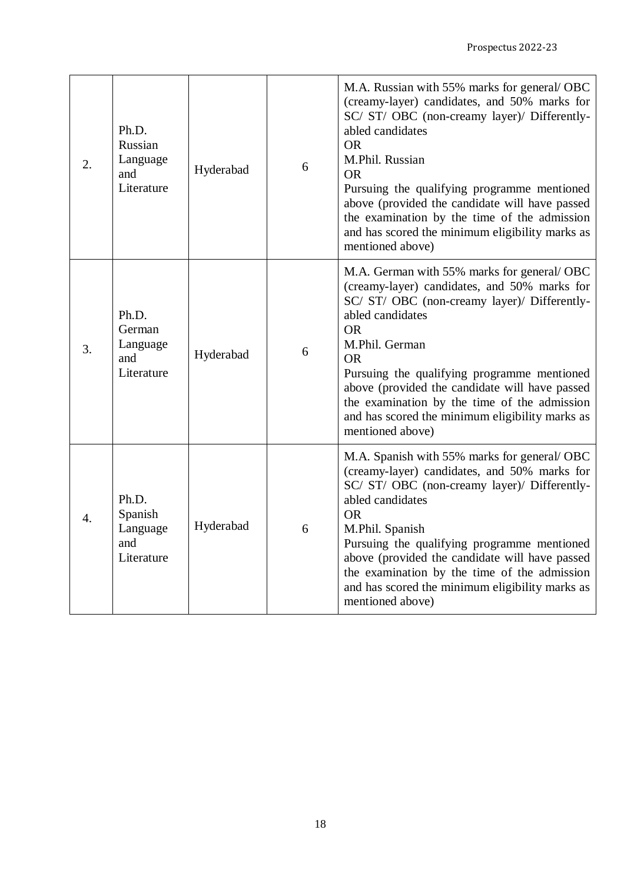| 2. | Ph.D. Russian Language and Literature | Hyderabad | 6 | M.A. Russian with 55% marks for general/ OBC (creamy-layer) candidates, and 50% marks for SC/ ST/ OBC (non-creamy layer)/ Differently-abled candidates<br>OR<br>M.Phil. Russian<br>OR<br>Pursuing the qualifying programme mentioned above (provided the candidate will have passed the examination by the time of the admission and has scored the minimum eligibility marks as mentioned above) |
|---|---|---|---|---|
| 3. | Ph.D. German Language and Literature | Hyderabad | 6 | M.A. German with 55% marks for general/ OBC (creamy-layer) candidates, and 50% marks for SC/ ST/ OBC (non-creamy layer)/ Differently-abled candidates<br>OR<br>M.Phil. German<br>OR<br>Pursuing the qualifying programme mentioned above (provided the candidate will have passed the examination by the time of the admission and has scored the minimum eligibility marks as mentioned above) |
| 4. | Ph.D. Spanish Language and Literature | Hyderabad | 6 | M.A. Spanish with 55% marks for general/ OBC (creamy-layer) candidates, and 50% marks for SC/ ST/ OBC (non-creamy layer)/ Differently-abled candidates<br>OR<br>M.Phil. Spanish<br>Pursuing the qualifying programme mentioned above (provided the candidate will have passed the examination by the time of the admission and has scored the minimum eligibility marks as mentioned above) |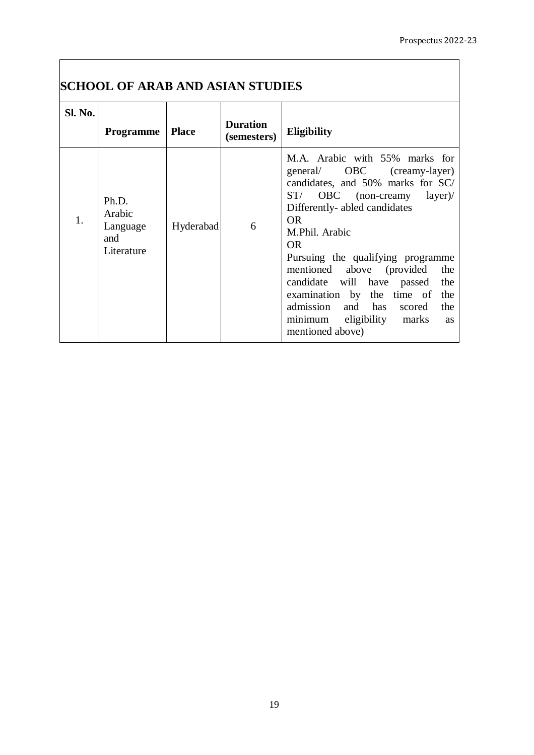## SCHOOL OF ARAB AND ASIAN STUDIES

| Sl. No. | Programme | Place | Duration (semesters) | Eligibility |
|---|---|---|---|---|
| 1. | Ph.D. Arabic Language and Literature | Hyderabad | 6 | M.A. Arabic with 55% marks for general/ OBC (creamy-layer) candidates, and 50% marks for SC/ ST/ OBC (non-creamy layer)/ Differently- abled candidates<br>OR<br>M.Phil. Arabic<br>OR<br>Pursuing the qualifying programme mentioned above (provided the candidate will have passed the examination by the time of admission and has scored the minimum eligibility marks as mentioned above) |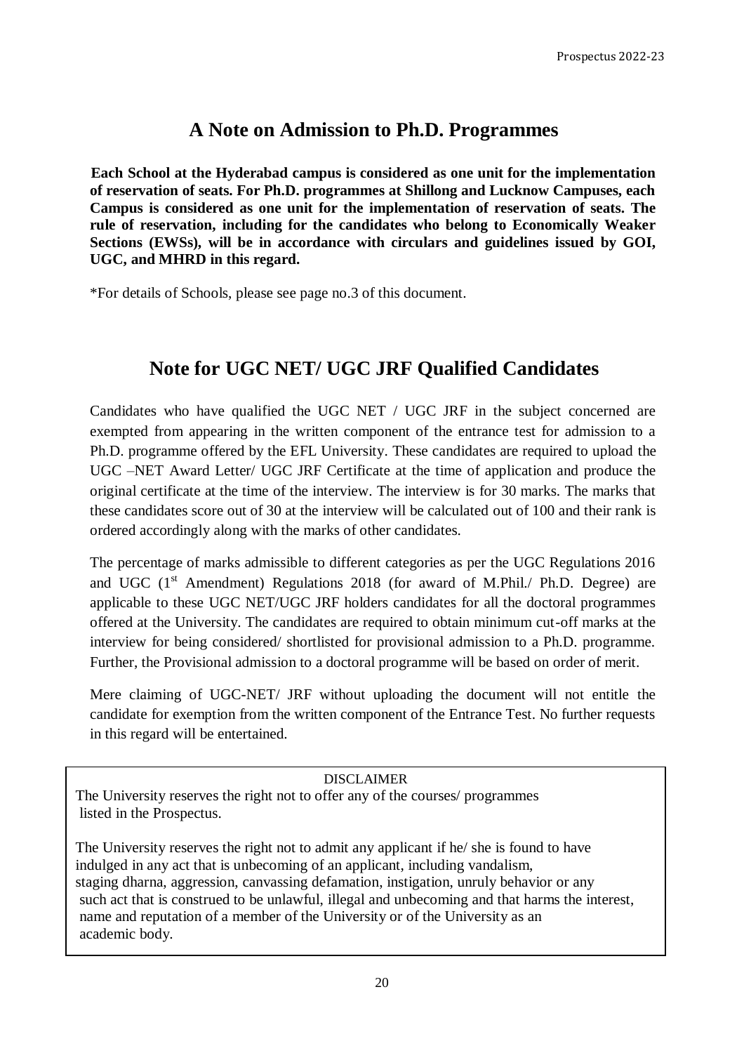## A Note on Admission to Ph.D. Programmes

**Each School at the Hyderabad campus is considered as one unit for the implementation of reservation of seats. For Ph.D. programmes at Shillong and Lucknow Campuses, each Campus is considered as one unit for the implementation of reservation of seats. The rule of reservation, including for the candidates who belong to Economically Weaker Sections (EWSs), will be in accordance with circulars and guidelines issued by GOI, UGC, and MHRD in this regard.**

*For details of Schools, please see page no.3 of this document.

## Note for UGC NET/ UGC JRF Qualified Candidates

Candidates who have qualified the UGC NET / UGC JRF in the subject concerned are exempted from appearing in the written component of the entrance test for admission to a Ph.D. programme offered by the EFL University. These candidates are required to upload the UGC –NET Award Letter/ UGC JRF Certificate at the time of application and produce the original certificate at the time of the interview. The interview is for 30 marks. The marks that these candidates score out of 30 at the interview will be calculated out of 100 and their rank is ordered accordingly along with the marks of other candidates.

The percentage of marks admissible to different categories as per the UGC Regulations 2016 and UGC (1st Amendment) Regulations 2018 (for award of M.Phil./ Ph.D. Degree) are applicable to these UGC NET/UGC JRF holders candidates for all the doctoral programmes offered at the University. The candidates are required to obtain minimum cut-off marks at the interview for being considered/ shortlisted for provisional admission to a Ph.D. programme. Further, the Provisional admission to a doctoral programme will be based on order of merit.

Mere claiming of UGC-NET/ JRF without uploading the document will not entitle the candidate for exemption from the written component of the Entrance Test. No further requests in this regard will be entertained.

DISCLAIMER

The University reserves the right not to offer any of the courses/ programmes listed in the Prospectus.

The University reserves the right not to admit any applicant if he/ she is found to have indulged in any act that is unbecoming of an applicant, including vandalism, staging dharna, aggression, canvassing defamation, instigation, unruly behavior or any such act that is construed to be unlawful, illegal and unbecoming and that harms the interest, name and reputation of a member of the University or of the University as an academic body.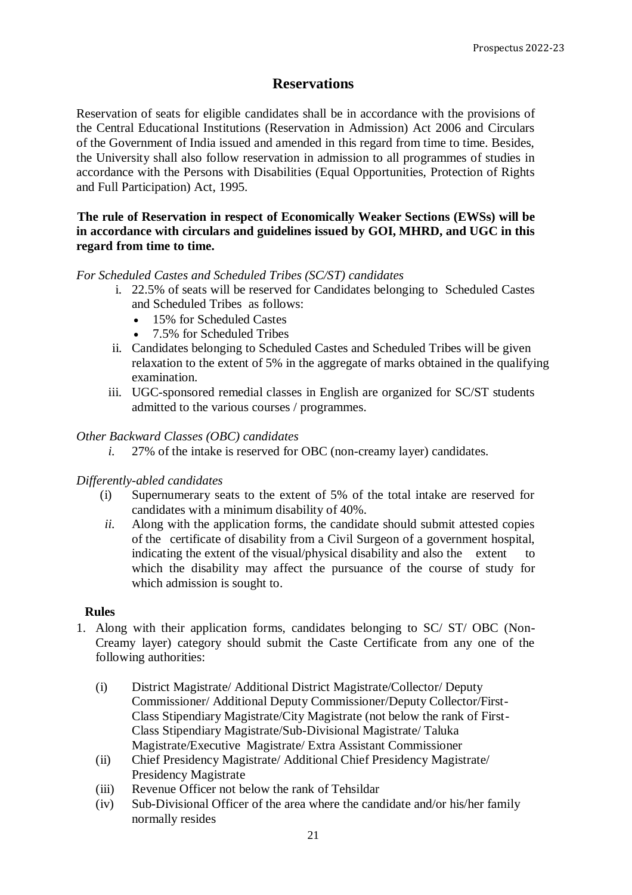## Reservations

Reservation of seats for eligible candidates shall be in accordance with the provisions of the Central Educational Institutions (Reservation in Admission) Act 2006 and Circulars of the Government of India issued and amended in this regard from time to time. Besides, the University shall also follow reservation in admission to all programmes of studies in accordance with the Persons with Disabilities (Equal Opportunities, Protection of Rights and Full Participation) Act, 1995.

**The rule of Reservation in respect of Economically Weaker Sections (EWSs) will be in accordance with circulars and guidelines issued by GOI, MHRD, and UGC in this regard from time to time.**

*For Scheduled Castes and Scheduled Tribes (SC/ST) candidates*

i. 22.5% of seats will be reserved for Candidates belonging to Scheduled Castes and Scheduled Tribes as follows:
   - 15% for Scheduled Castes
   - 7.5% for Scheduled Tribes
ii. Candidates belonging to Scheduled Castes and Scheduled Tribes will be given relaxation to the extent of 5% in the aggregate of marks obtained in the qualifying examination.
iii. UGC-sponsored remedial classes in English are organized for SC/ST students admitted to the various courses / programmes.

*Other Backward Classes (OBC) candidates*

*i.* 27% of the intake is reserved for OBC (non-creamy layer) candidates.

*Differently-abled candidates*

(i) Supernumerary seats to the extent of 5% of the total intake are reserved for candidates with a minimum disability of 40%.

*ii.* Along with the application forms, the candidate should submit attested copies of the certificate of disability from a Civil Surgeon of a government hospital, indicating the extent of the visual/physical disability and also the extent to which the disability may affect the pursuance of the course of study for which admission is sought to.

**Rules**

1. Along with their application forms, candidates belonging to SC/ ST/ OBC (Non-Creamy layer) category should submit the Caste Certificate from any one of the following authorities:

   (i) District Magistrate/ Additional District Magistrate/Collector/ Deputy Commissioner/ Additional Deputy Commissioner/Deputy Collector/First-Class Stipendiary Magistrate/City Magistrate (not below the rank of First-Class Stipendiary Magistrate/Sub-Divisional Magistrate/ Taluka Magistrate/Executive Magistrate/ Extra Assistant Commissioner

   (ii) Chief Presidency Magistrate/ Additional Chief Presidency Magistrate/ Presidency Magistrate

   (iii) Revenue Officer not below the rank of Tehsildar

   (iv) Sub-Divisional Officer of the area where the candidate and/or his/her family normally resides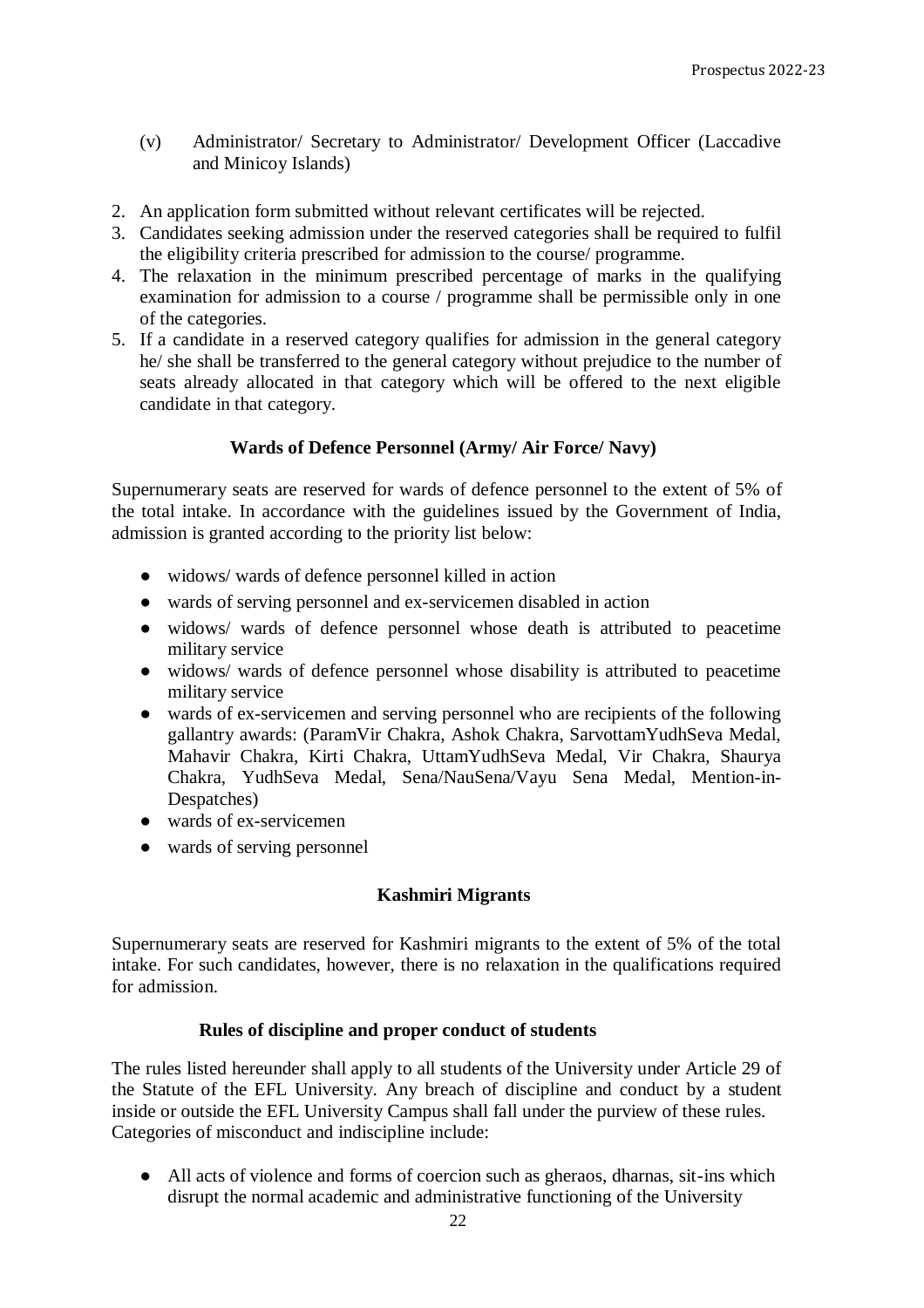(v) Administrator/ Secretary to Administrator/ Development Officer (Laccadive and Minicoy Islands)

2. An application form submitted without relevant certificates will be rejected.
3. Candidates seeking admission under the reserved categories shall be required to fulfil the eligibility criteria prescribed for admission to the course/ programme.
4. The relaxation in the minimum prescribed percentage of marks in the qualifying examination for admission to a course / programme shall be permissible only in one of the categories.
5. If a candidate in a reserved category qualifies for admission in the general category he/ she shall be transferred to the general category without prejudice to the number of seats already allocated in that category which will be offered to the next eligible candidate in that category.

### Wards of Defence Personnel (Army/ Air Force/ Navy)

Supernumerary seats are reserved for wards of defence personnel to the extent of 5% of the total intake. In accordance with the guidelines issued by the Government of India, admission is granted according to the priority list below:

- widows/ wards of defence personnel killed in action
- wards of serving personnel and ex-servicemen disabled in action
- widows/ wards of defence personnel whose death is attributed to peacetime military service
- widows/ wards of defence personnel whose disability is attributed to peacetime military service
- wards of ex-servicemen and serving personnel who are recipients of the following gallantry awards: (ParamVir Chakra, Ashok Chakra, SarvottamYudhSeva Medal, Mahavir Chakra, Kirti Chakra, UttamYudhSeva Medal, Vir Chakra, Shaurya Chakra, YudhSeva Medal, Sena/NauSena/Vayu Sena Medal, Mention-in-Despatches)
- wards of ex-servicemen
- wards of serving personnel

### Kashmiri Migrants

Supernumerary seats are reserved for Kashmiri migrants to the extent of 5% of the total intake. For such candidates, however, there is no relaxation in the qualifications required for admission.

### Rules of discipline and proper conduct of students

The rules listed hereunder shall apply to all students of the University under Article 29 of the Statute of the EFL University. Any breach of discipline and conduct by a student inside or outside the EFL University Campus shall fall under the purview of these rules. Categories of misconduct and indiscipline include:

- All acts of violence and forms of coercion such as gheraos, dharnas, sit-ins which disrupt the normal academic and administrative functioning of the University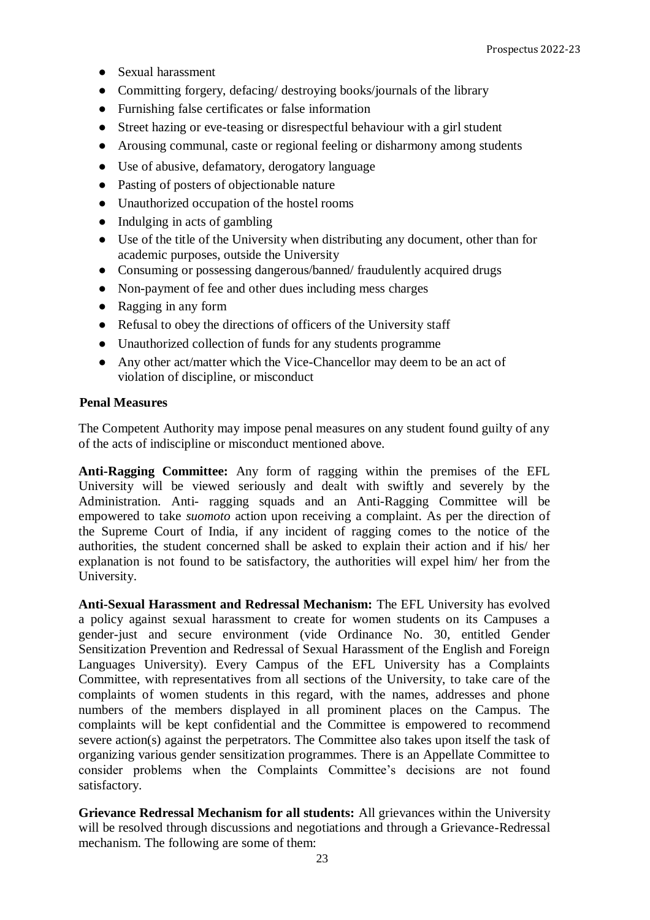- Sexual harassment
- Committing forgery, defacing/ destroying books/journals of the library
- Furnishing false certificates or false information
- Street hazing or eve-teasing or disrespectful behaviour with a girl student
- Arousing communal, caste or regional feeling or disharmony among students
- Use of abusive, defamatory, derogatory language
- Pasting of posters of objectionable nature
- Unauthorized occupation of the hostel rooms
- Indulging in acts of gambling
- Use of the title of the University when distributing any document, other than for academic purposes, outside the University
- Consuming or possessing dangerous/banned/ fraudulently acquired drugs
- Non-payment of fee and other dues including mess charges
- Ragging in any form
- Refusal to obey the directions of officers of the University staff
- Unauthorized collection of funds for any students programme
- Any other act/matter which the Vice-Chancellor may deem to be an act of violation of discipline, or misconduct

**Penal Measures**

The Competent Authority may impose penal measures on any student found guilty of any of the acts of indiscipline or misconduct mentioned above.

**Anti-Ragging Committee:** Any form of ragging within the premises of the EFL University will be viewed seriously and dealt with swiftly and severely by the Administration. Anti- ragging squads and an Anti-Ragging Committee will be empowered to take *suomoto* action upon receiving a complaint. As per the direction of the Supreme Court of India, if any incident of ragging comes to the notice of the authorities, the student concerned shall be asked to explain their action and if his/ her explanation is not found to be satisfactory, the authorities will expel him/ her from the University.

**Anti-Sexual Harassment and Redressal Mechanism:** The EFL University has evolved a policy against sexual harassment to create for women students on its Campuses a gender-just and secure environment (vide Ordinance No. 30, entitled Gender Sensitization Prevention and Redressal of Sexual Harassment of the English and Foreign Languages University). Every Campus of the EFL University has a Complaints Committee, with representatives from all sections of the University, to take care of the complaints of women students in this regard, with the names, addresses and phone numbers of the members displayed in all prominent places on the Campus. The complaints will be kept confidential and the Committee is empowered to recommend severe action(s) against the perpetrators. The Committee also takes upon itself the task of organizing various gender sensitization programmes. There is an Appellate Committee to consider problems when the Complaints Committee's decisions are not found satisfactory.

**Grievance Redressal Mechanism for all students:** All grievances within the University will be resolved through discussions and negotiations and through a Grievance-Redressal mechanism. The following are some of them: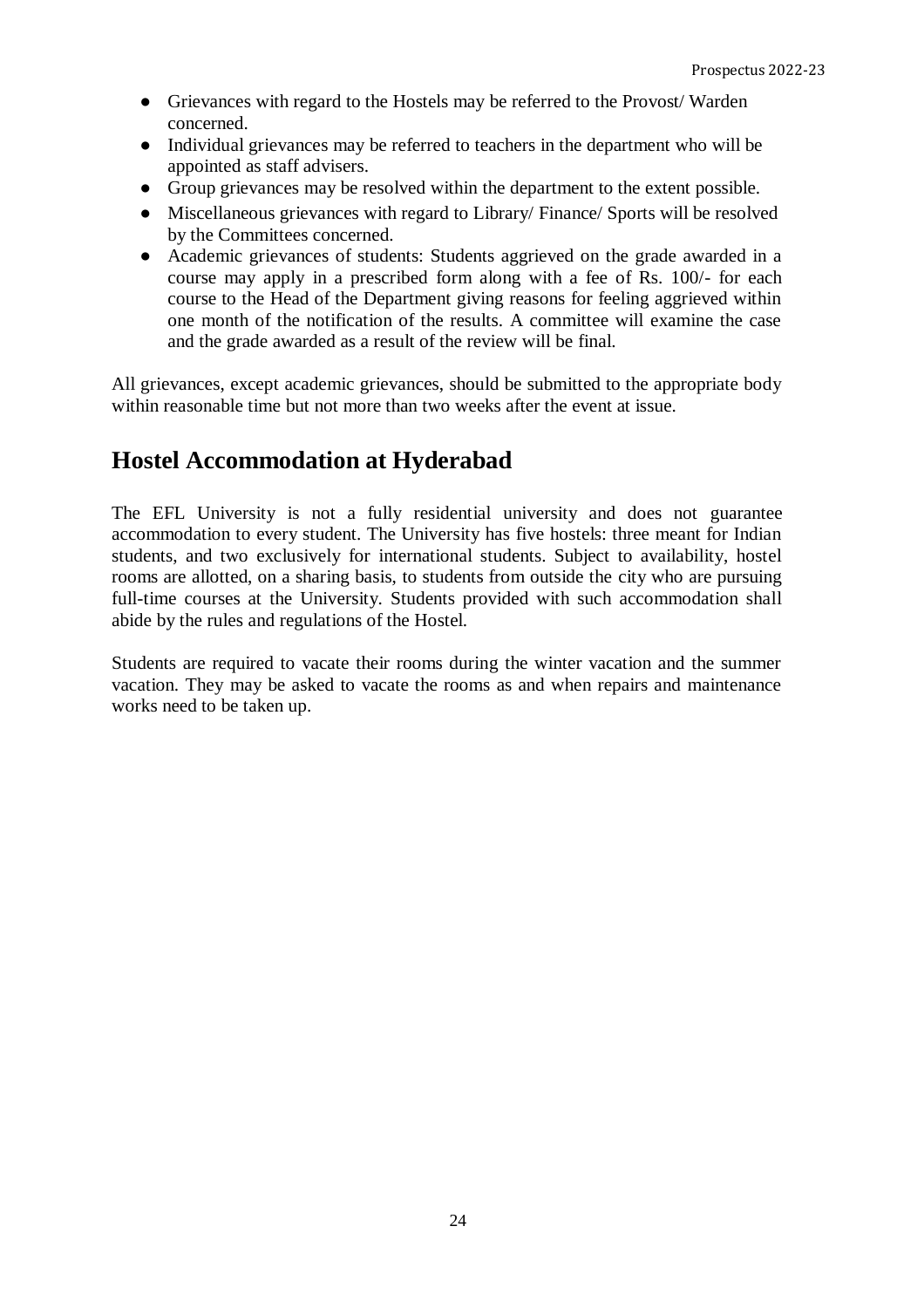- Grievances with regard to the Hostels may be referred to the Provost/ Warden concerned.
- Individual grievances may be referred to teachers in the department who will be appointed as staff advisers.
- Group grievances may be resolved within the department to the extent possible.
- Miscellaneous grievances with regard to Library/ Finance/ Sports will be resolved by the Committees concerned.
- Academic grievances of students: Students aggrieved on the grade awarded in a course may apply in a prescribed form along with a fee of Rs. 100/- for each course to the Head of the Department giving reasons for feeling aggrieved within one month of the notification of the results. A committee will examine the case and the grade awarded as a result of the review will be final.

All grievances, except academic grievances, should be submitted to the appropriate body within reasonable time but not more than two weeks after the event at issue.

## Hostel Accommodation at Hyderabad

The EFL University is not a fully residential university and does not guarantee accommodation to every student. The University has five hostels: three meant for Indian students, and two exclusively for international students. Subject to availability, hostel rooms are allotted, on a sharing basis, to students from outside the city who are pursuing full-time courses at the University. Students provided with such accommodation shall abide by the rules and regulations of the Hostel.

Students are required to vacate their rooms during the winter vacation and the summer vacation. They may be asked to vacate the rooms as and when repairs and maintenance works need to be taken up.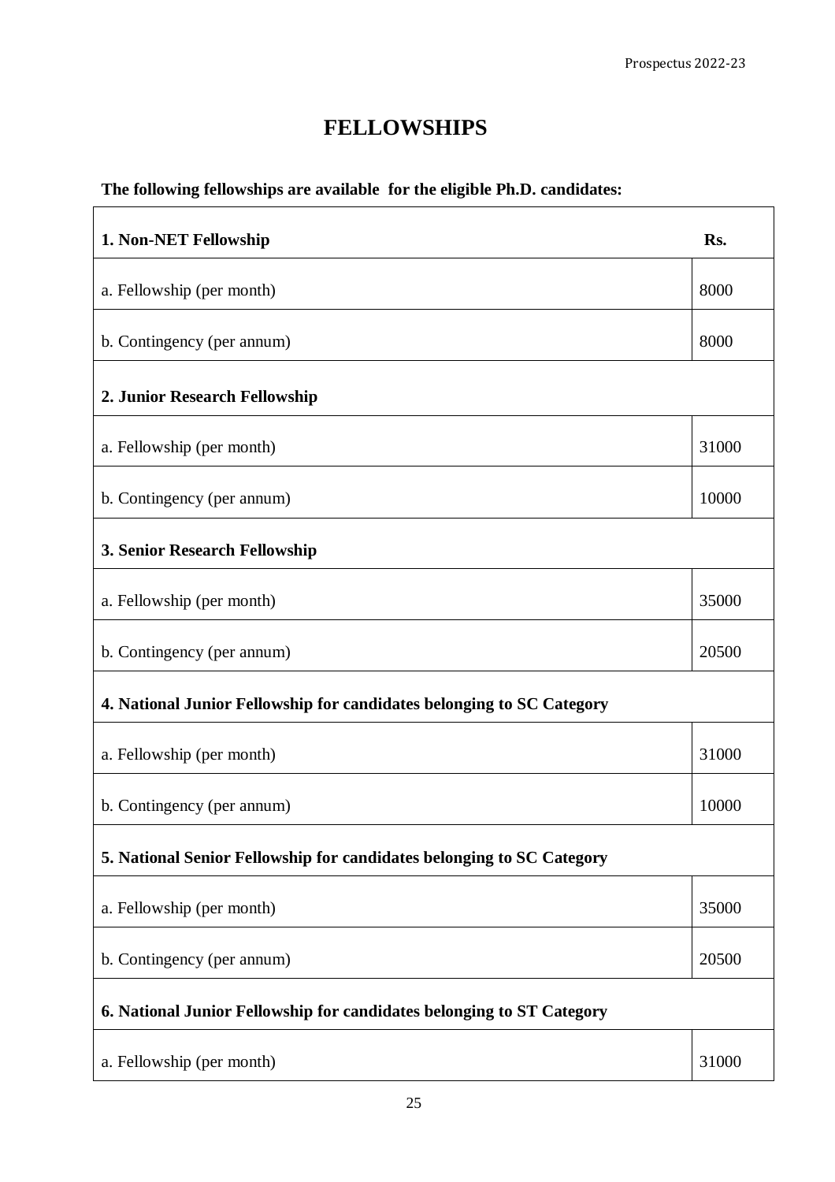# FELLOWSHIPS

**The following fellowships are available for the eligible Ph.D. candidates:**

| **1. Non-NET Fellowship** | **Rs.** |
|---|---|
| a. Fellowship (per month) | 8000 |
| b. Contingency (per annum) | 8000 |
| **2. Junior Research Fellowship** | |
| a. Fellowship (per month) | 31000 |
| b. Contingency (per annum) | 10000 |
| **3. Senior Research Fellowship** | |
| a. Fellowship (per month) | 35000 |
| b. Contingency (per annum) | 20500 |
| **4. National Junior Fellowship for candidates belonging to SC Category** | |
| a. Fellowship (per month) | 31000 |
| b. Contingency (per annum) | 10000 |
| **5. National Senior Fellowship for candidates belonging to SC Category** | |
| a. Fellowship (per month) | 35000 |
| b. Contingency (per annum) | 20500 |
| **6. National Junior Fellowship for candidates belonging to ST Category** | |
| a. Fellowship (per month) | 31000 |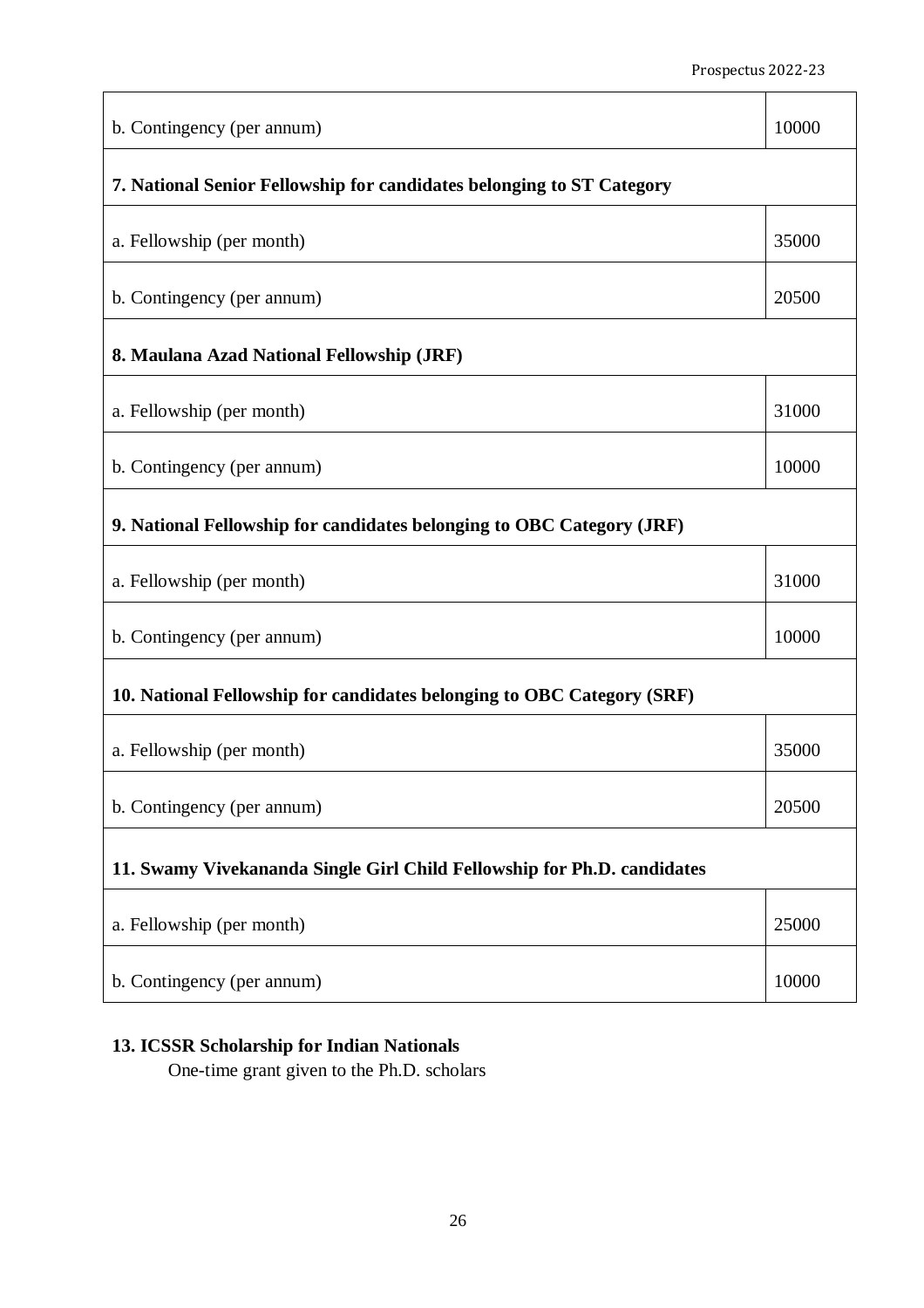| | |
|---|---|
| b. Contingency (per annum) | 10000 |
| **7. National Senior Fellowship for candidates belonging to ST Category** | |
| a. Fellowship (per month) | 35000 |
| b. Contingency (per annum) | 20500 |
| **8. Maulana Azad National Fellowship (JRF)** | |
| a. Fellowship (per month) | 31000 |
| b. Contingency (per annum) | 10000 |
| **9. National Fellowship for candidates belonging to OBC Category (JRF)** | |
| a. Fellowship (per month) | 31000 |
| b. Contingency (per annum) | 10000 |
| **10. National Fellowship for candidates belonging to OBC Category (SRF)** | |
| a. Fellowship (per month) | 35000 |
| b. Contingency (per annum) | 20500 |
| **11. Swamy Vivekananda Single Girl Child Fellowship for Ph.D. candidates** | |
| a. Fellowship (per month) | 25000 |
| b. Contingency (per annum) | 10000 |

**13. ICSSR Scholarship for Indian Nationals**

One-time grant given to the Ph.D. scholars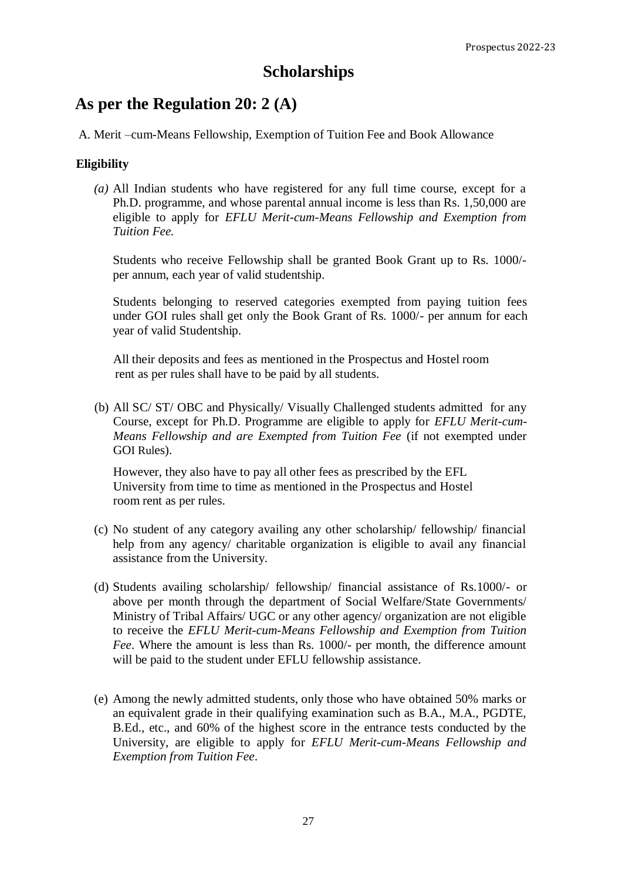# Scholarships

## As per the Regulation 20: 2 (A)

A. Merit –cum-Means Fellowship, Exemption of Tuition Fee and Book Allowance

**Eligibility**

*(a)* All Indian students who have registered for any full time course, except for a Ph.D. programme, and whose parental annual income is less than Rs. 1,50,000 are eligible to apply for *EFLU Merit-cum-Means Fellowship and Exemption from Tuition Fee.*

Students who receive Fellowship shall be granted Book Grant up to Rs. 1000/- per annum, each year of valid studentship.

Students belonging to reserved categories exempted from paying tuition fees under GOI rules shall get only the Book Grant of Rs. 1000/- per annum for each year of valid Studentship.

All their deposits and fees as mentioned in the Prospectus and Hostel room rent as per rules shall have to be paid by all students.

(b) All SC/ ST/ OBC and Physically/ Visually Challenged students admitted for any Course, except for Ph.D. Programme are eligible to apply for *EFLU Merit-cum-Means Fellowship and are Exempted from Tuition Fee* (if not exempted under GOI Rules).

However, they also have to pay all other fees as prescribed by the EFL University from time to time as mentioned in the Prospectus and Hostel room rent as per rules.

(c) No student of any category availing any other scholarship/ fellowship/ financial help from any agency/ charitable organization is eligible to avail any financial assistance from the University.

(d) Students availing scholarship/ fellowship/ financial assistance of Rs.1000/- or above per month through the department of Social Welfare/State Governments/ Ministry of Tribal Affairs/ UGC or any other agency/ organization are not eligible to receive the *EFLU Merit-cum-Means Fellowship and Exemption from Tuition Fee*. Where the amount is less than Rs. 1000/- per month, the difference amount will be paid to the student under EFLU fellowship assistance.

(e) Among the newly admitted students, only those who have obtained 50% marks or an equivalent grade in their qualifying examination such as B.A., M.A., PGDTE, B.Ed., etc., and 60% of the highest score in the entrance tests conducted by the University, are eligible to apply for *EFLU Merit-cum-Means Fellowship and Exemption from Tuition Fee*.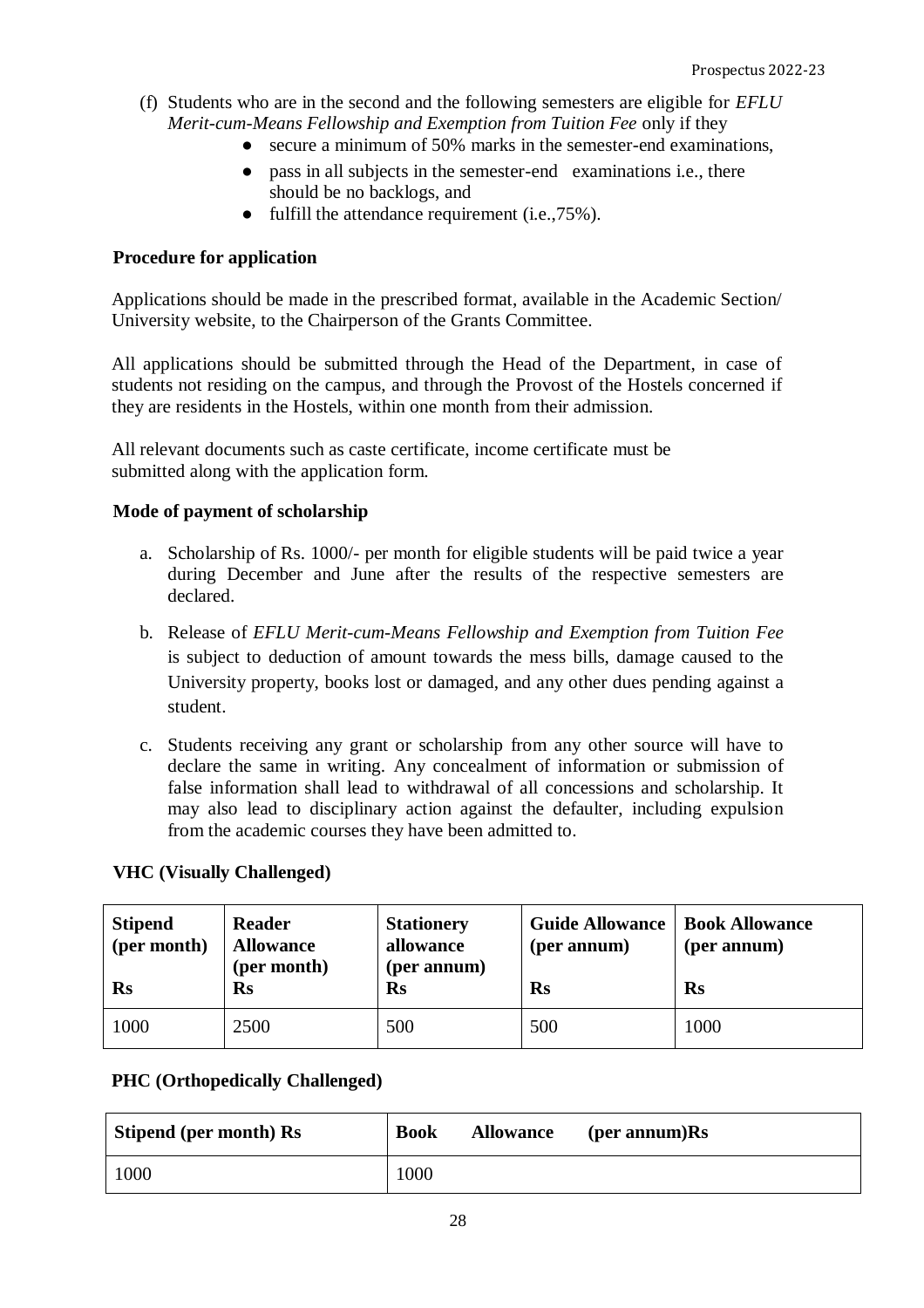(f) Students who are in the second and the following semesters are eligible for *EFLU Merit-cum-Means Fellowship and Exemption from Tuition Fee* only if they
- secure a minimum of 50% marks in the semester-end examinations,
- pass in all subjects in the semester-end examinations i.e., there should be no backlogs, and
- fulfill the attendance requirement (i.e.,75%).

**Procedure for application**

Applications should be made in the prescribed format, available in the Academic Section/ University website, to the Chairperson of the Grants Committee.

All applications should be submitted through the Head of the Department, in case of students not residing on the campus, and through the Provost of the Hostels concerned if they are residents in the Hostels, within one month from their admission.

All relevant documents such as caste certificate, income certificate must be submitted along with the application form.

**Mode of payment of scholarship**

a. Scholarship of Rs. 1000/- per month for eligible students will be paid twice a year during December and June after the results of the respective semesters are declared.

b. Release of *EFLU Merit-cum-Means Fellowship and Exemption from Tuition Fee* is subject to deduction of amount towards the mess bills, damage caused to the University property, books lost or damaged, and any other dues pending against a student.

c. Students receiving any grant or scholarship from any other source will have to declare the same in writing. Any concealment of information or submission of false information shall lead to withdrawal of all concessions and scholarship. It may also lead to disciplinary action against the defaulter, including expulsion from the academic courses they have been admitted to.

**VHC (Visually Challenged)**

| Stipend (per month) Rs | Reader Allowance (per month) Rs | Stationery allowance (per annum) Rs | Guide Allowance (per annum) Rs | Book Allowance (per annum) Rs |
|---|---|---|---|---|
| 1000 | 2500 | 500 | 500 | 1000 |

**PHC (Orthopedically Challenged)**

| Stipend (per month) Rs | Book Allowance (per annum)Rs |
|---|---|
| 1000 | 1000 |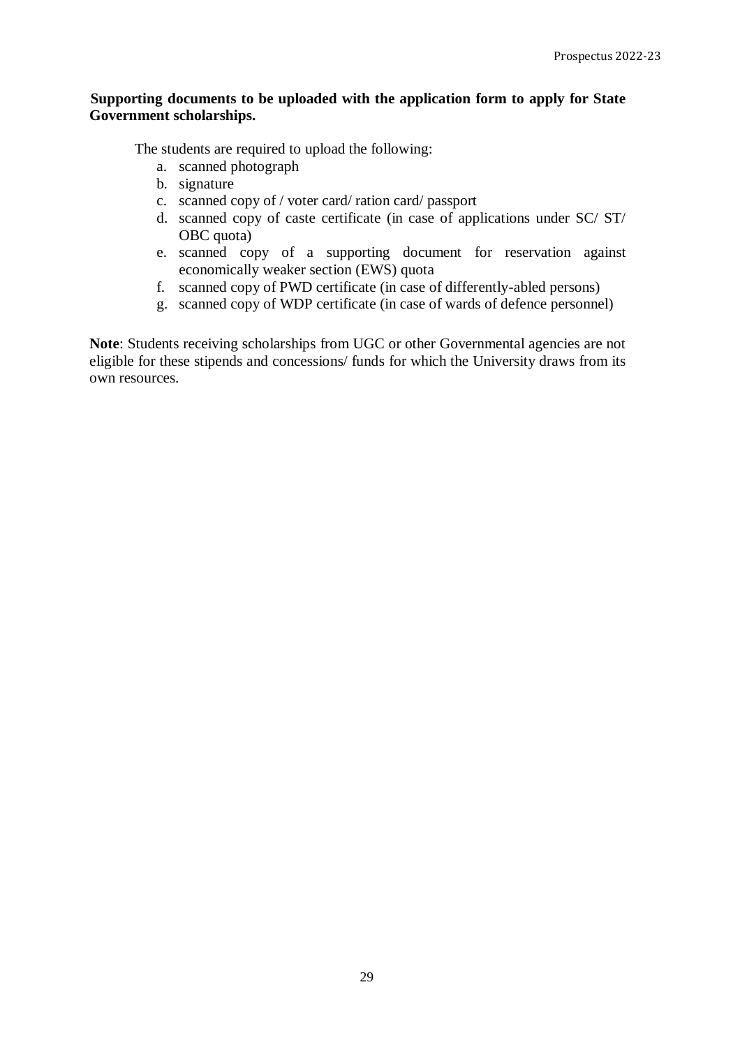**Supporting documents to be uploaded with the application form to apply for State Government scholarships.**

The students are required to upload the following:

a. scanned photograph
b. signature
c. scanned copy of / voter card/ ration card/ passport
d. scanned copy of caste certificate (in case of applications under SC/ ST/ OBC quota)
e. scanned copy of a supporting document for reservation against economically weaker section (EWS) quota
f. scanned copy of PWD certificate (in case of differently-abled persons)
g. scanned copy of WDP certificate (in case of wards of defence personnel)

**Note**: Students receiving scholarships from UGC or other Governmental agencies are not eligible for these stipends and concessions/ funds for which the University draws from its own resources.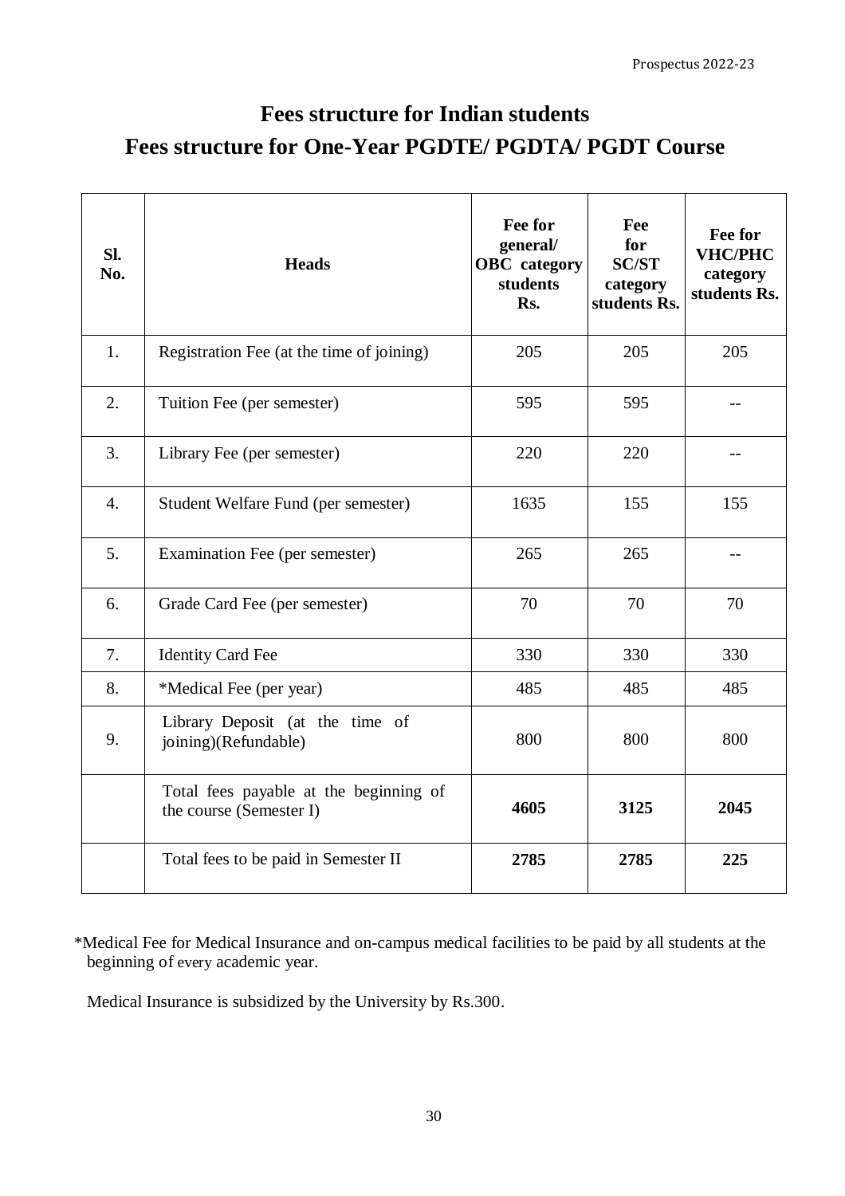# Fees structure for Indian students

## Fees structure for One-Year PGDTE/ PGDTA/ PGDT Course

| Sl. No. | Heads | Fee for general/ OBC category students Rs. | Fee for SC/ST category students Rs. | Fee for VHC/PHC category students Rs. |
|---|---|---|---|---|
| 1. | Registration Fee (at the time of joining) | 205 | 205 | 205 |
| 2. | Tuition Fee (per semester) | 595 | 595 | -- |
| 3. | Library Fee (per semester) | 220 | 220 | -- |
| 4. | Student Welfare Fund (per semester) | 1635 | 155 | 155 |
| 5. | Examination Fee (per semester) | 265 | 265 | -- |
| 6. | Grade Card Fee (per semester) | 70 | 70 | 70 |
| 7. | Identity Card Fee | 330 | 330 | 330 |
| 8. | *Medical Fee (per year) | 485 | 485 | 485 |
| 9. | Library Deposit (at the time of joining)(Refundable) | 800 | 800 | 800 |
| | Total fees payable at the beginning of the course (Semester I) | **4605** | **3125** | **2045** |
| | Total fees to be paid in Semester II | **2785** | **2785** | **225** |

*Medical Fee for Medical Insurance and on-campus medical facilities to be paid by all students at the beginning of every academic year.

Medical Insurance is subsidized by the University by Rs.300.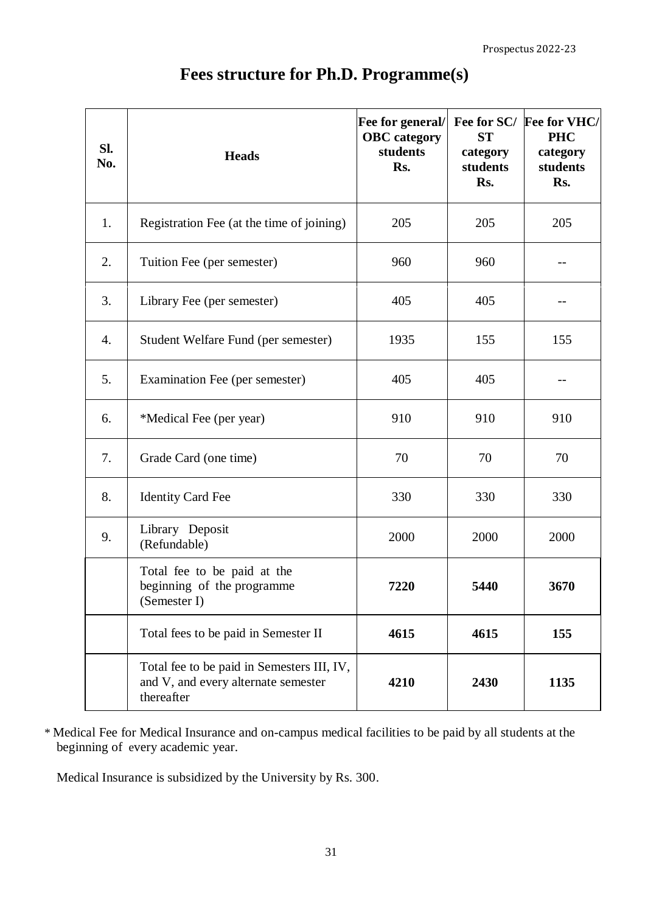# Fees structure for Ph.D. Programme(s)

| Sl. No. | Heads | Fee for general/ OBC category students Rs. | Fee for SC/ ST category students Rs. | Fee for VHC/ PHC category students Rs. |
|---|---|---|---|---|
| 1. | Registration Fee (at the time of joining) | 205 | 205 | 205 |
| 2. | Tuition Fee (per semester) | 960 | 960 | -- |
| 3. | Library Fee (per semester) | 405 | 405 | -- |
| 4. | Student Welfare Fund (per semester) | 1935 | 155 | 155 |
| 5. | Examination Fee (per semester) | 405 | 405 | -- |
| 6. | *Medical Fee (per year) | 910 | 910 | 910 |
| 7. | Grade Card (one time) | 70 | 70 | 70 |
| 8. | Identity Card Fee | 330 | 330 | 330 |
| 9. | Library Deposit (Refundable) | 2000 | 2000 | 2000 |
| | Total fee to be paid at the beginning of the programme (Semester I) | **7220** | **5440** | **3670** |
| | Total fees to be paid in Semester II | **4615** | **4615** | **155** |
| | Total fee to be paid in Semesters III, IV, and V, and every alternate semester thereafter | **4210** | **2430** | **1135** |

* Medical Fee for Medical Insurance and on-campus medical facilities to be paid by all students at the beginning of every academic year.

Medical Insurance is subsidized by the University by Rs. 300.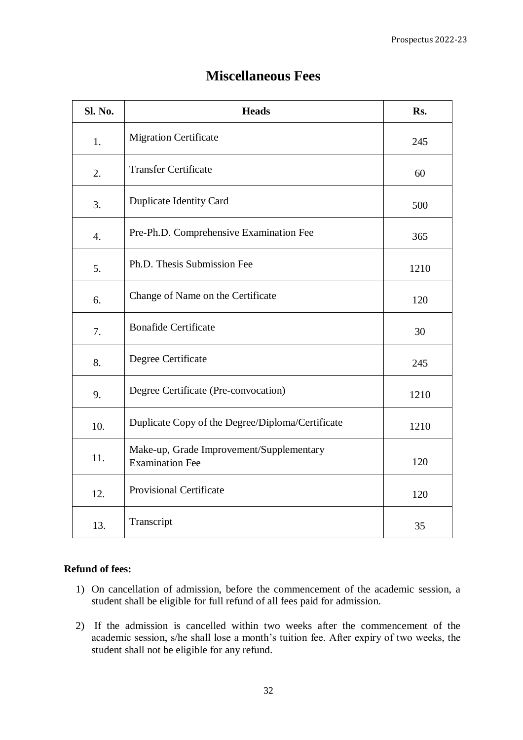# Miscellaneous Fees

| Sl. No. | Heads | Rs. |
|---|---|---|
| 1. | Migration Certificate | 245 |
| 2. | Transfer Certificate | 60 |
| 3. | Duplicate Identity Card | 500 |
| 4. | Pre-Ph.D. Comprehensive Examination Fee | 365 |
| 5. | Ph.D. Thesis Submission Fee | 1210 |
| 6. | Change of Name on the Certificate | 120 |
| 7. | Bonafide Certificate | 30 |
| 8. | Degree Certificate | 245 |
| 9. | Degree Certificate (Pre-convocation) | 1210 |
| 10. | Duplicate Copy of the Degree/Diploma/Certificate | 1210 |
| 11. | Make-up, Grade Improvement/Supplementary Examination Fee | 120 |
| 12. | Provisional Certificate | 120 |
| 13. | Transcript | 35 |

**Refund of fees:**

1) On cancellation of admission, before the commencement of the academic session, a student shall be eligible for full refund of all fees paid for admission.

2) If the admission is cancelled within two weeks after the commencement of the academic session, s/he shall lose a month's tuition fee. After expiry of two weeks, the student shall not be eligible for any refund.